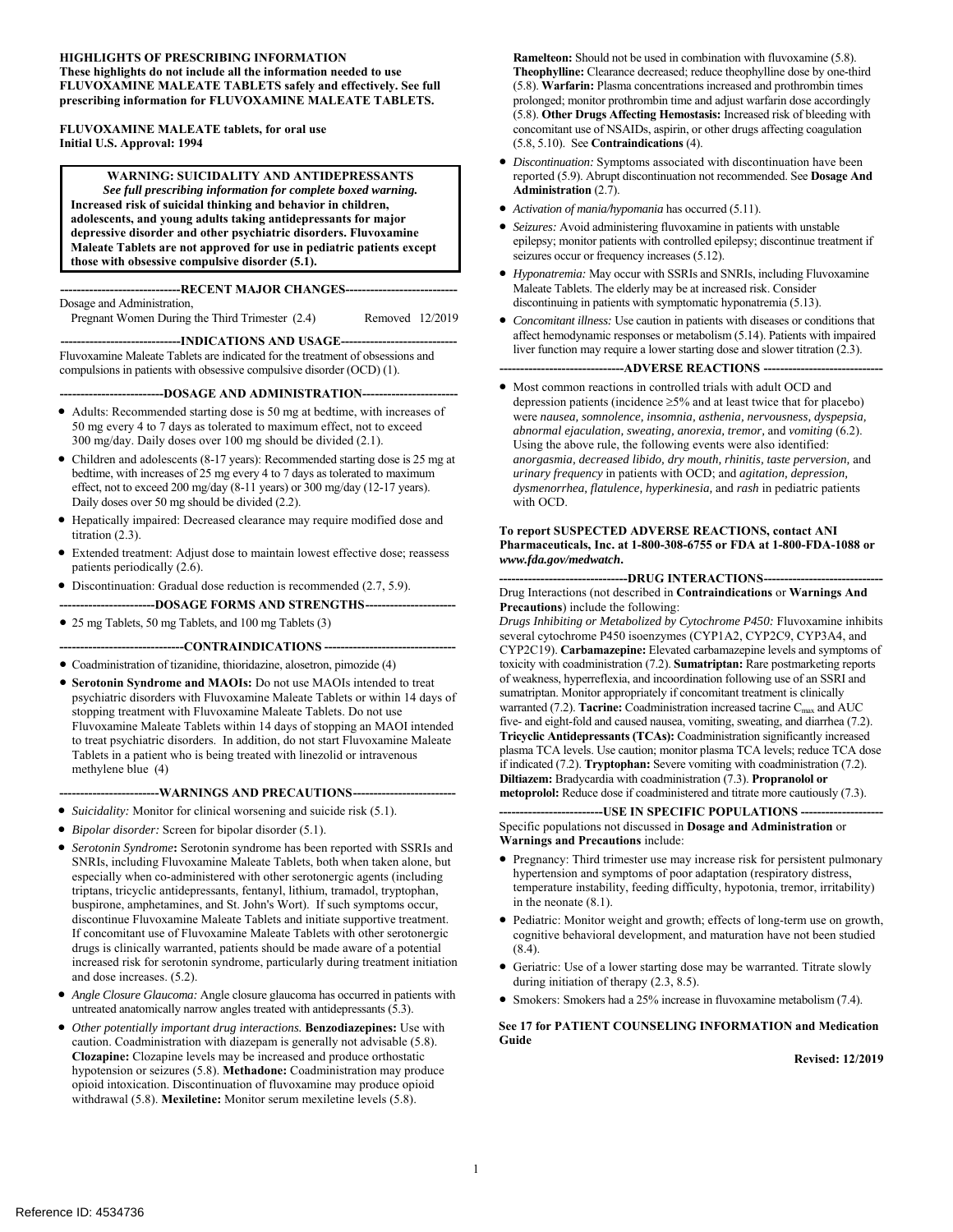**HIGHLIGHTS OF PRESCRIBING INFORMATION**
**These highlights do not include all the information needed to use FLUVOXAMINE MALEATE TABLETS safely and effectively. See full prescribing information for FLUVOXAMINE MALEATE TABLETS.**

**FLUVOXAMINE MALEATE tablets, for oral use**
**Initial U.S. Approval: 1994**

> **WARNING: SUICIDALITY AND ANTIDEPRESSANTS**
> ***See full prescribing information for complete boxed warning.***
> **Increased risk of suicidal thinking and behavior in children, adolescents, and young adults taking antidepressants for major depressive disorder and other psychiatric disorders. Fluvoxamine Maleate Tablets are not approved for use in pediatric patients except those with obsessive compulsive disorder (5.1).**

**----------------------------RECENT MAJOR CHANGES---------------------------**

Dosage and Administration,
Pregnant Women During the Third Trimester (2.4) Removed 12/2019

**----------------------------INDICATIONS AND USAGE----------------------------**

Fluvoxamine Maleate Tablets are indicated for the treatment of obsessions and compulsions in patients with obsessive compulsive disorder (OCD) (1).

**------------------------DOSAGE AND ADMINISTRATION-----------------------**

- Adults: Recommended starting dose is 50 mg at bedtime, with increases of 50 mg every 4 to 7 days as tolerated to maximum effect, not to exceed 300 mg/day. Daily doses over 100 mg should be divided (2.1).
- Children and adolescents (8-17 years): Recommended starting dose is 25 mg at bedtime, with increases of 25 mg every 4 to 7 days as tolerated to maximum effect, not to exceed 200 mg/day (8-11 years) or 300 mg/day (12-17 years). Daily doses over 50 mg should be divided (2.2).
- Hepatically impaired: Decreased clearance may require modified dose and titration (2.3).
- Extended treatment: Adjust dose to maintain lowest effective dose; reassess patients periodically (2.6).
- Discontinuation: Gradual dose reduction is recommended (2.7, 5.9).

**----------------------DOSAGE FORMS AND STRENGTHS----------------------**

- 25 mg Tablets, 50 mg Tablets, and 100 mg Tablets (3)

**------------------------------CONTRAINDICATIONS ------------------------------**

- Coadministration of tizanidine, thioridazine, alosetron, pimozide (4)
- **Serotonin Syndrome and MAOIs:** Do not use MAOIs intended to treat psychiatric disorders with Fluvoxamine Maleate Tablets or within 14 days of stopping treatment with Fluvoxamine Maleate Tablets. Do not use Fluvoxamine Maleate Tablets within 14 days of stopping an MAOI intended to treat psychiatric disorders. In addition, do not start Fluvoxamine Maleate Tablets in a patient who is being treated with linezolid or intravenous methylene blue (4)

**-----------------------WARNINGS AND PRECAUTIONS------------------------**

- *Suicidality:* Monitor for clinical worsening and suicide risk (5.1).
- *Bipolar disorder:* Screen for bipolar disorder (5.1).
- *Serotonin Syndrome***:** Serotonin syndrome has been reported with SSRIs and SNRIs, including Fluvoxamine Maleate Tablets, both when taken alone, but especially when co-administered with other serotonergic agents (including triptans, tricyclic antidepressants, fentanyl, lithium, tramadol, tryptophan, buspirone, amphetamines, and St. John's Wort). If such symptoms occur, discontinue Fluvoxamine Maleate Tablets and initiate supportive treatment. If concomitant use of Fluvoxamine Maleate Tablets with other serotonergic drugs is clinically warranted, patients should be made aware of a potential increased risk for serotonin syndrome, particularly during treatment initiation and dose increases. (5.2).
- *Angle Closure Glaucoma:* Angle closure glaucoma has occurred in patients with untreated anatomically narrow angles treated with antidepressants (5.3).
- *Other potentially important drug interactions.* **Benzodiazepines:** Use with caution. Coadministration with diazepam is generally not advisable (5.8). **Clozapine:** Clozapine levels may be increased and produce orthostatic hypotension or seizures (5.8). **Methadone:** Coadministration may produce opioid intoxication. Discontinuation of fluvoxamine may produce opioid withdrawal (5.8). **Mexiletine:** Monitor serum mexiletine levels (5.8). **Ramelteon:** Should not be used in combination with fluvoxamine (5.8). **Theophylline:** Clearance decreased; reduce theophylline dose by one-third (5.8). **Warfarin:** Plasma concentrations increased and prothrombin times prolonged; monitor prothrombin time and adjust warfarin dose accordingly (5.8). **Other Drugs Affecting Hemostasis:** Increased risk of bleeding with concomitant use of NSAIDs, aspirin, or other drugs affecting coagulation (5.8, 5.10). See **Contraindications** (4).
- *Discontinuation:* Symptoms associated with discontinuation have been reported (5.9). Abrupt discontinuation not recommended. See **Dosage And Administration** (2.7).
- *Activation of mania/hypomania* has occurred (5.11).
- *Seizures:* Avoid administering fluvoxamine in patients with unstable epilepsy; monitor patients with controlled epilepsy; discontinue treatment if seizures occur or frequency increases (5.12).
- *Hyponatremia:* May occur with SSRIs and SNRIs, including Fluvoxamine Maleate Tablets. The elderly may be at increased risk. Consider discontinuing in patients with symptomatic hyponatremia (5.13).
- *Concomitant illness:* Use caution in patients with diseases or conditions that affect hemodynamic responses or metabolism (5.14). Patients with impaired liver function may require a lower starting dose and slower titration (2.3).

**------------------------------ADVERSE REACTIONS ------------------------------**

- Most common reactions in controlled trials with adult OCD and depression patients (incidence ≥5% and at least twice that for placebo) were *nausea, somnolence, insomnia, asthenia, nervousness, dyspepsia, abnormal ejaculation, sweating, anorexia, tremor*, and *vomiting* (6.2). Using the above rule, the following events were also identified: *anorgasmia, decreased libido, dry mouth, rhinitis, taste perversion,* and *urinary frequency* in patients with OCD; and *agitation, depression, dysmenorrhea, flatulence, hyperkinesia,* and *rash* in pediatric patients with OCD.

**To report SUSPECTED ADVERSE REACTIONS, contact ANI Pharmaceuticals, Inc. at 1-800-308-6755 or FDA at 1-800-FDA-1088 or *www.fda.gov/medwatch*.**

**-------------------------------DRUG INTERACTIONS------------------------------**

Drug Interactions (not described in **Contraindications** or **Warnings And Precautions**) include the following:
*Drugs Inhibiting or Metabolized by Cytochrome P450:* Fluvoxamine inhibits several cytochrome P450 isoenzymes (CYP1A2, CYP2C9, CYP3A4, and CYP2C19). **Carbamazepine:** Elevated carbamazepine levels and symptoms of toxicity with coadministration (7.2). **Sumatriptan:** Rare postmarketing reports of weakness, hyperreflexia, and incoordination following use of an SSRI and sumatriptan. Monitor appropriately if concomitant treatment is clinically warranted (7.2). **Tacrine:** Coadministration increased tacrine $C_{max}$ and AUC five- and eight-fold and caused nausea, vomiting, sweating, and diarrhea (7.2). **Tricyclic Antidepressants (TCAs):** Coadministration significantly increased plasma TCA levels. Use caution; monitor plasma TCA levels; reduce TCA dose if indicated (7.2). **Tryptophan:** Severe vomiting with coadministration (7.2). **Diltiazem:** Bradycardia with coadministration (7.3). **Propranolol or metoprolol:** Reduce dose if coadministered and titrate more cautiously (7.3).

**-------------------------USE IN SPECIFIC POPULATIONS --------------------**

Specific populations not discussed in **Dosage and Administration** or **Warnings and Precautions** include:

- Pregnancy: Third trimester use may increase risk for persistent pulmonary hypertension and symptoms of poor adaptation (respiratory distress, temperature instability, feeding difficulty, hypotonia, tremor, irritability) in the neonate (8.1).
- Pediatric: Monitor weight and growth; effects of long-term use on growth, cognitive behavioral development, and maturation have not been studied (8.4).
- Geriatric: Use of a lower starting dose may be warranted. Titrate slowly during initiation of therapy (2.3, 8.5).
- Smokers: Smokers had a 25% increase in fluvoxamine metabolism (7.4).

**See 17 for PATIENT COUNSELING INFORMATION and Medication Guide**

**Revised: 12/2019**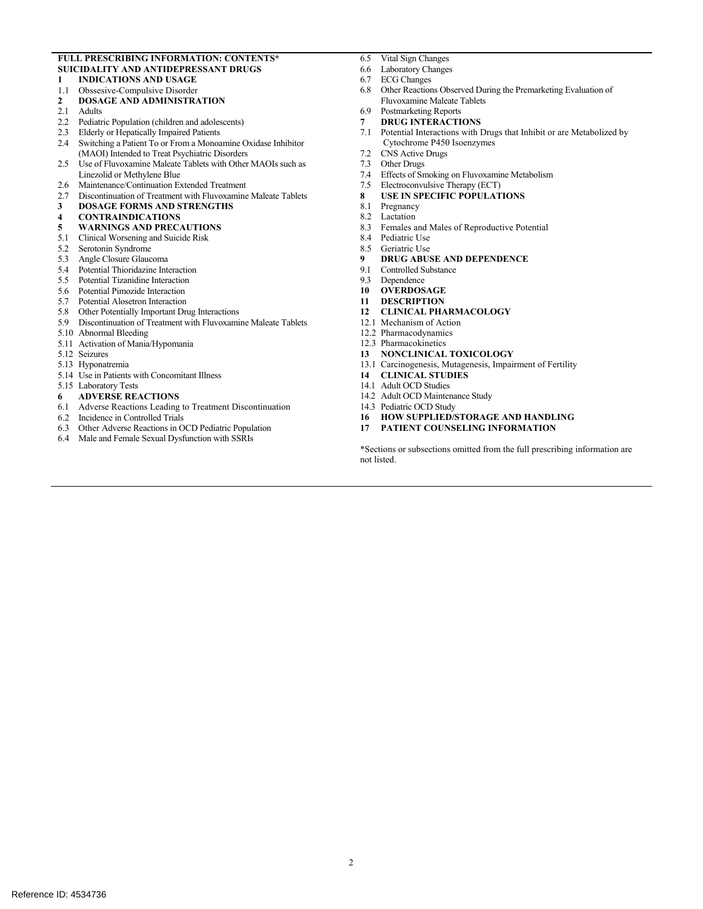**FULL PRESCRIBING INFORMATION: CONTENTS***

**SUICIDALITY AND ANTIDEPRESSANT DRUGS**

**1 INDICATIONS AND USAGE**

1.1 Obssesive-Compulsive Disorder

**2 DOSAGE AND ADMINISTRATION**

2.1 Adults

2.2 Pediatric Population (children and adolescents)

2.3 Elderly or Hepatically Impaired Patients

2.4 Switching a Patient To or From a Monoamine Oxidase Inhibitor (MAOI) Intended to Treat Psychiatric Disorders

2.5 Use of Fluvoxamine Maleate Tablets with Other MAOIs such as Linezolid or Methylene Blue

2.6 Maintenance/Continuation Extended Treatment

2.7 Discontinuation of Treatment with Fluvoxamine Maleate Tablets

**3 DOSAGE FORMS AND STRENGTHS**

**4 CONTRAINDICATIONS**

**5 WARNINGS AND PRECAUTIONS**

5.1 Clinical Worsening and Suicide Risk

5.2 Serotonin Syndrome

5.3 Angle Closure Glaucoma

5.4 Potential Thioridazine Interaction

5.5 Potential Tizanidine Interaction

5.6 Potential Pimozide Interaction

5.7 Potential Alosetron Interaction

5.8 Other Potentially Important Drug Interactions

5.9 Discontinuation of Treatment with Fluvoxamine Maleate Tablets

5.10 Abnormal Bleeding

5.11 Activation of Mania/Hypomania

5.12 Seizures

5.13 Hyponatremia

5.14 Use in Patients with Concomitant Illness

5.15 Laboratory Tests

**6 ADVERSE REACTIONS**

6.1 Adverse Reactions Leading to Treatment Discontinuation

6.2 Incidence in Controlled Trials

6.3 Other Adverse Reactions in OCD Pediatric Population

6.4 Male and Female Sexual Dysfunction with SSRIs

6.5 Vital Sign Changes

6.6 Laboratory Changes

6.7 ECG Changes

6.8 Other Reactions Observed During the Premarketing Evaluation of Fluvoxamine Maleate Tablets

6.9 Postmarketing Reports

**7 DRUG INTERACTIONS**

7.1 Potential Interactions with Drugs that Inhibit or are Metabolized by Cytochrome P450 Isoenzymes

7.2 CNS Active Drugs

7.3 Other Drugs

7.4 Effects of Smoking on Fluvoxamine Metabolism

7.5 Electroconvulsive Therapy (ECT)

**8 USE IN SPECIFIC POPULATIONS**

8.1 Pregnancy

8.2 Lactation

8.3 Females and Males of Reproductive Potential

8.4 Pediatric Use

8.5 Geriatric Use

**9 DRUG ABUSE AND DEPENDENCE**

9.1 Controlled Substance

9.3 Dependence

**10 OVERDOSAGE**

**11 DESCRIPTION**

**12 CLINICAL PHARMACOLOGY**

12.1 Mechanism of Action

12.2 Pharmacodynamics

12.3 Pharmacokinetics

**13 NONCLINICAL TOXICOLOGY**

13.1 Carcinogenesis, Mutagenesis, Impairment of Fertility

**14 CLINICAL STUDIES**

14.1 Adult OCD Studies

14.2 Adult OCD Maintenance Study

14.3 Pediatric OCD Study

**16 HOW SUPPLIED/STORAGE AND HANDLING**

**17 PATIENT COUNSELING INFORMATION**

*Sections or subsections omitted from the full prescribing information are not listed.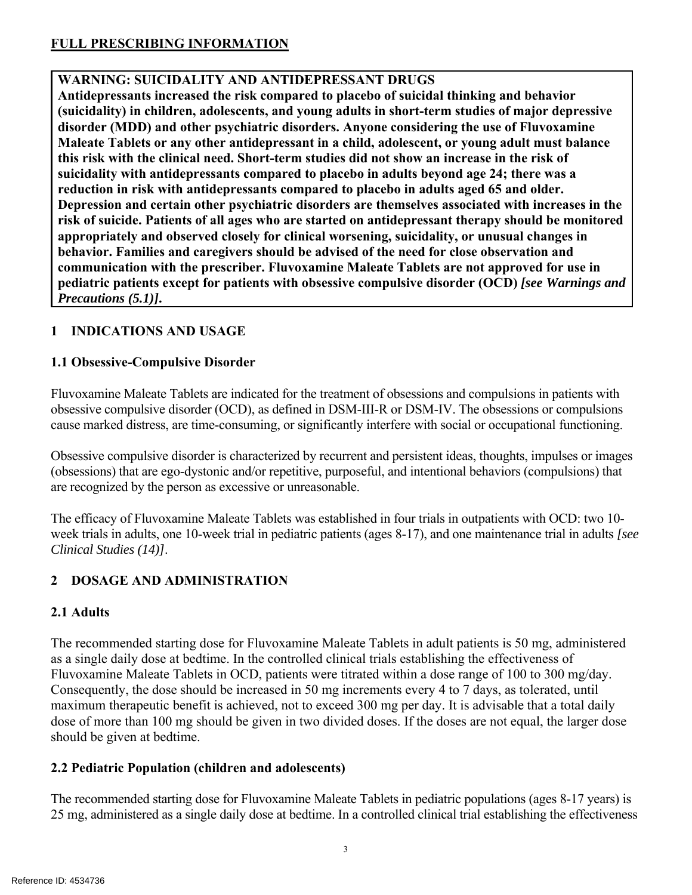## FULL PRESCRIBING INFORMATION

**WARNING: SUICIDALITY AND ANTIDEPRESSANT DRUGS**

**Antidepressants increased the risk compared to placebo of suicidal thinking and behavior (suicidality) in children, adolescents, and young adults in short-term studies of major depressive disorder (MDD) and other psychiatric disorders. Anyone considering the use of Fluvoxamine Maleate Tablets or any other antidepressant in a child, adolescent, or young adult must balance this risk with the clinical need. Short-term studies did not show an increase in the risk of suicidality with antidepressants compared to placebo in adults beyond age 24; there was a reduction in risk with antidepressants compared to placebo in adults aged 65 and older. Depression and certain other psychiatric disorders are themselves associated with increases in the risk of suicide. Patients of all ages who are started on antidepressant therapy should be monitored appropriately and observed closely for clinical worsening, suicidality, or unusual changes in behavior. Families and caregivers should be advised of the need for close observation and communication with the prescriber. Fluvoxamine Maleate Tablets are not approved for use in pediatric patients except for patients with obsessive compulsive disorder (OCD) *[see Warnings and Precautions (5.1)]*.**

## 1 INDICATIONS AND USAGE

### 1.1 Obsessive-Compulsive Disorder

Fluvoxamine Maleate Tablets are indicated for the treatment of obsessions and compulsions in patients with obsessive compulsive disorder (OCD), as defined in DSM-III-R or DSM-IV. The obsessions or compulsions cause marked distress, are time-consuming, or significantly interfere with social or occupational functioning.

Obsessive compulsive disorder is characterized by recurrent and persistent ideas, thoughts, impulses or images (obsessions) that are ego-dystonic and/or repetitive, purposeful, and intentional behaviors (compulsions) that are recognized by the person as excessive or unreasonable.

The efficacy of Fluvoxamine Maleate Tablets was established in four trials in outpatients with OCD: two 10-week trials in adults, one 10-week trial in pediatric patients (ages 8-17), and one maintenance trial in adults *[see Clinical Studies (14)]*.

## 2 DOSAGE AND ADMINISTRATION

### 2.1 Adults

The recommended starting dose for Fluvoxamine Maleate Tablets in adult patients is 50 mg, administered as a single daily dose at bedtime. In the controlled clinical trials establishing the effectiveness of Fluvoxamine Maleate Tablets in OCD, patients were titrated within a dose range of 100 to 300 mg/day. Consequently, the dose should be increased in 50 mg increments every 4 to 7 days, as tolerated, until maximum therapeutic benefit is achieved, not to exceed 300 mg per day. It is advisable that a total daily dose of more than 100 mg should be given in two divided doses. If the doses are not equal, the larger dose should be given at bedtime.

### 2.2 Pediatric Population (children and adolescents)

The recommended starting dose for Fluvoxamine Maleate Tablets in pediatric populations (ages 8-17 years) is 25 mg, administered as a single daily dose at bedtime. In a controlled clinical trial establishing the effectiveness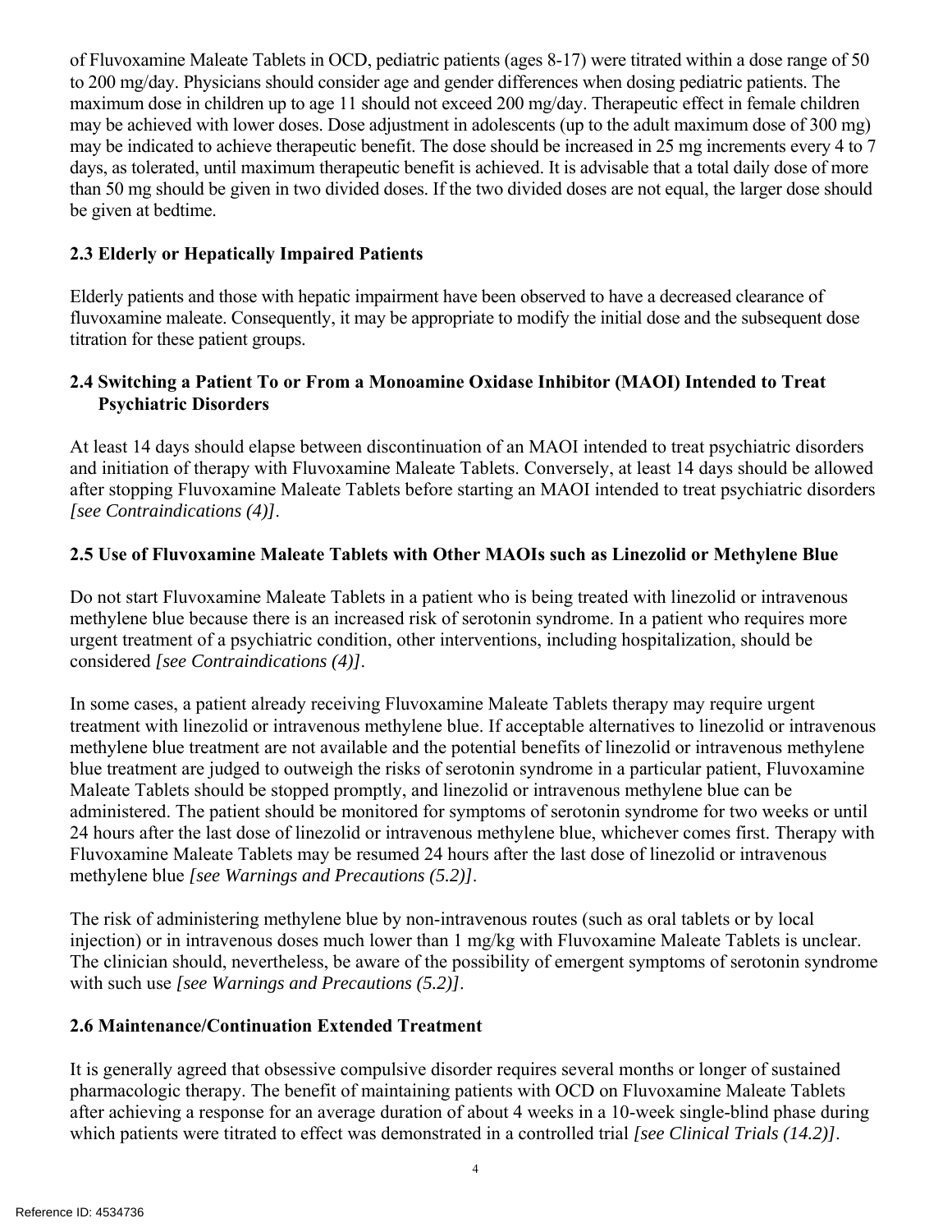of Fluvoxamine Maleate Tablets in OCD, pediatric patients (ages 8-17) were titrated within a dose range of 50 to 200 mg/day. Physicians should consider age and gender differences when dosing pediatric patients. The maximum dose in children up to age 11 should not exceed 200 mg/day. Therapeutic effect in female children may be achieved with lower doses. Dose adjustment in adolescents (up to the adult maximum dose of 300 mg) may be indicated to achieve therapeutic benefit. The dose should be increased in 25 mg increments every 4 to 7 days, as tolerated, until maximum therapeutic benefit is achieved. It is advisable that a total daily dose of more than 50 mg should be given in two divided doses. If the two divided doses are not equal, the larger dose should be given at bedtime.

## 2.3 Elderly or Hepatically Impaired Patients

Elderly patients and those with hepatic impairment have been observed to have a decreased clearance of fluvoxamine maleate. Consequently, it may be appropriate to modify the initial dose and the subsequent dose titration for these patient groups.

## 2.4 Switching a Patient To or From a Monoamine Oxidase Inhibitor (MAOI) Intended to Treat Psychiatric Disorders

At least 14 days should elapse between discontinuation of an MAOI intended to treat psychiatric disorders and initiation of therapy with Fluvoxamine Maleate Tablets. Conversely, at least 14 days should be allowed after stopping Fluvoxamine Maleate Tablets before starting an MAOI intended to treat psychiatric disorders *[see Contraindications (4)]*.

## 2.5 Use of Fluvoxamine Maleate Tablets with Other MAOIs such as Linezolid or Methylene Blue

Do not start Fluvoxamine Maleate Tablets in a patient who is being treated with linezolid or intravenous methylene blue because there is an increased risk of serotonin syndrome. In a patient who requires more urgent treatment of a psychiatric condition, other interventions, including hospitalization, should be considered *[see Contraindications (4)]*.

In some cases, a patient already receiving Fluvoxamine Maleate Tablets therapy may require urgent treatment with linezolid or intravenous methylene blue. If acceptable alternatives to linezolid or intravenous methylene blue treatment are not available and the potential benefits of linezolid or intravenous methylene blue treatment are judged to outweigh the risks of serotonin syndrome in a particular patient, Fluvoxamine Maleate Tablets should be stopped promptly, and linezolid or intravenous methylene blue can be administered. The patient should be monitored for symptoms of serotonin syndrome for two weeks or until 24 hours after the last dose of linezolid or intravenous methylene blue, whichever comes first. Therapy with Fluvoxamine Maleate Tablets may be resumed 24 hours after the last dose of linezolid or intravenous methylene blue *[see Warnings and Precautions (5.2)]*.

The risk of administering methylene blue by non-intravenous routes (such as oral tablets or by local injection) or in intravenous doses much lower than 1 mg/kg with Fluvoxamine Maleate Tablets is unclear. The clinician should, nevertheless, be aware of the possibility of emergent symptoms of serotonin syndrome with such use *[see Warnings and Precautions (5.2)]*.

## 2.6 Maintenance/Continuation Extended Treatment

It is generally agreed that obsessive compulsive disorder requires several months or longer of sustained pharmacologic therapy. The benefit of maintaining patients with OCD on Fluvoxamine Maleate Tablets after achieving a response for an average duration of about 4 weeks in a 10-week single-blind phase during which patients were titrated to effect was demonstrated in a controlled trial *[see Clinical Trials (14.2)]*.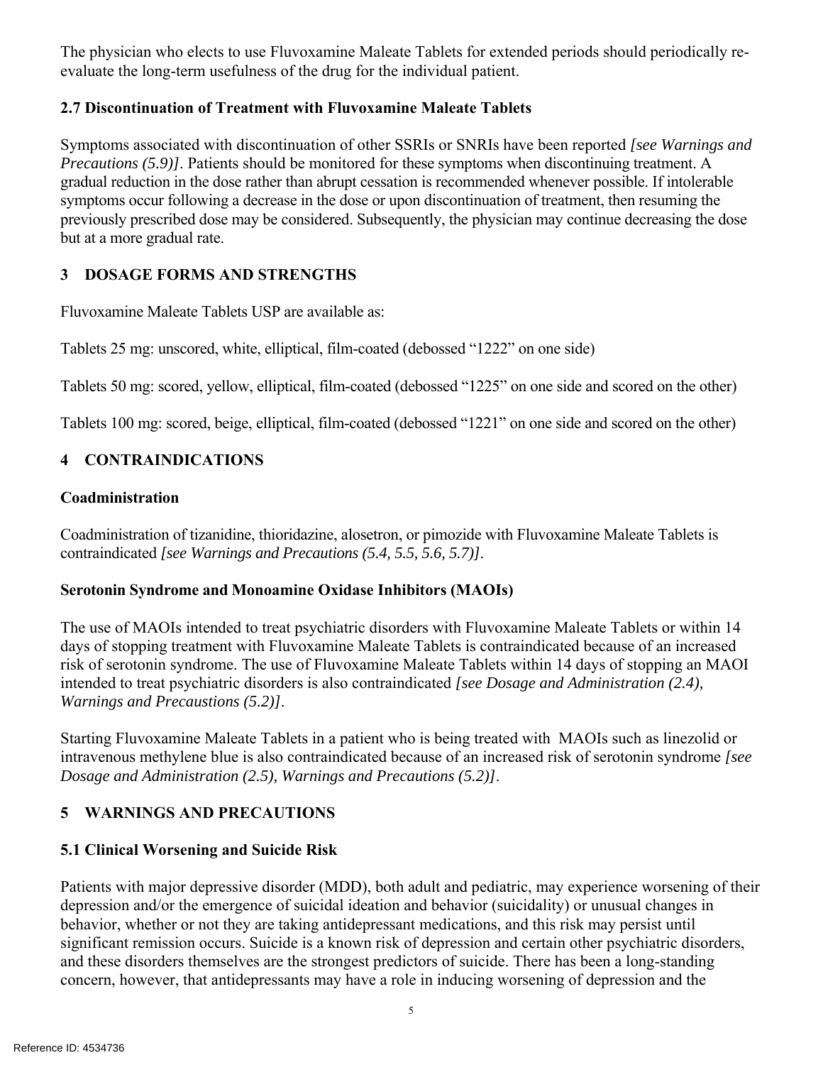The physician who elects to use Fluvoxamine Maleate Tablets for extended periods should periodically re-evaluate the long-term usefulness of the drug for the individual patient.

### 2.7 Discontinuation of Treatment with Fluvoxamine Maleate Tablets

Symptoms associated with discontinuation of other SSRIs or SNRIs have been reported *[see Warnings and Precautions (5.9)]*. Patients should be monitored for these symptoms when discontinuing treatment. A gradual reduction in the dose rather than abrupt cessation is recommended whenever possible. If intolerable symptoms occur following a decrease in the dose or upon discontinuation of treatment, then resuming the previously prescribed dose may be considered. Subsequently, the physician may continue decreasing the dose but at a more gradual rate.

## 3 DOSAGE FORMS AND STRENGTHS

Fluvoxamine Maleate Tablets USP are available as:

Tablets 25 mg: unscored, white, elliptical, film-coated (debossed “1222” on one side)

Tablets 50 mg: scored, yellow, elliptical, film-coated (debossed “1225” on one side and scored on the other)

Tablets 100 mg: scored, beige, elliptical, film-coated (debossed “1221” on one side and scored on the other)

## 4 CONTRAINDICATIONS

### Coadministration

Coadministration of tizanidine, thioridazine, alosetron, or pimozide with Fluvoxamine Maleate Tablets is contraindicated *[see Warnings and Precautions (5.4, 5.5, 5.6, 5.7)]*.

### Serotonin Syndrome and Monoamine Oxidase Inhibitors (MAOIs)

The use of MAOIs intended to treat psychiatric disorders with Fluvoxamine Maleate Tablets or within 14 days of stopping treatment with Fluvoxamine Maleate Tablets is contraindicated because of an increased risk of serotonin syndrome. The use of Fluvoxamine Maleate Tablets within 14 days of stopping an MAOI intended to treat psychiatric disorders is also contraindicated *[see Dosage and Administration (2.4), Warnings and Precaustions (5.2)]*.

Starting Fluvoxamine Maleate Tablets in a patient who is being treated with MAOIs such as linezolid or intravenous methylene blue is also contraindicated because of an increased risk of serotonin syndrome *[see Dosage and Administration (2.5), Warnings and Precautions (5.2)]*.

## 5 WARNINGS AND PRECAUTIONS

### 5.1 Clinical Worsening and Suicide Risk

Patients with major depressive disorder (MDD), both adult and pediatric, may experience worsening of their depression and/or the emergence of suicidal ideation and behavior (suicidality) or unusual changes in behavior, whether or not they are taking antidepressant medications, and this risk may persist until significant remission occurs. Suicide is a known risk of depression and certain other psychiatric disorders, and these disorders themselves are the strongest predictors of suicide. There has been a long-standing concern, however, that antidepressants may have a role in inducing worsening of depression and the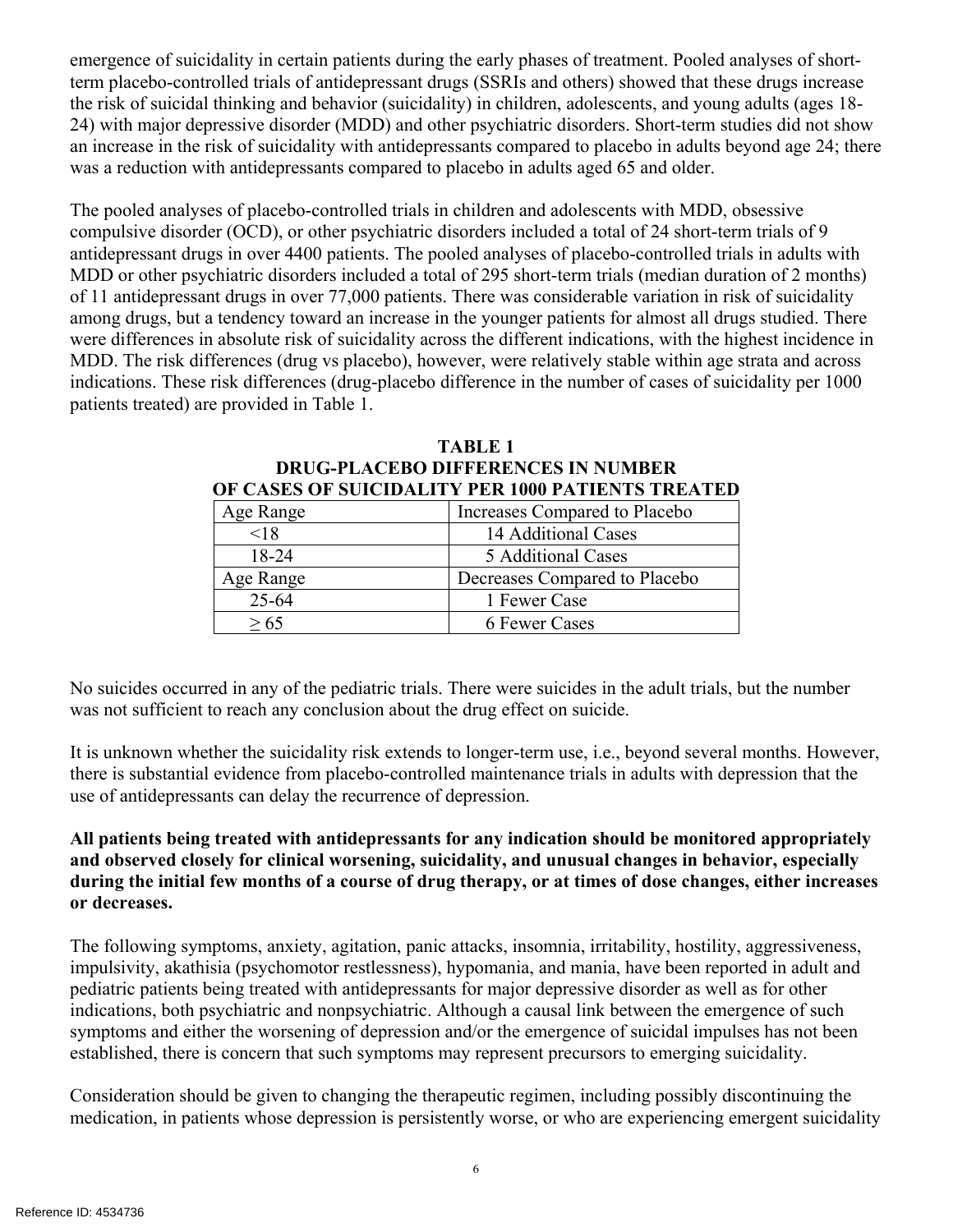emergence of suicidality in certain patients during the early phases of treatment. Pooled analyses of short-term placebo-controlled trials of antidepressant drugs (SSRIs and others) showed that these drugs increase the risk of suicidal thinking and behavior (suicidality) in children, adolescents, and young adults (ages 18-24) with major depressive disorder (MDD) and other psychiatric disorders. Short-term studies did not show an increase in the risk of suicidality with antidepressants compared to placebo in adults beyond age 24; there was a reduction with antidepressants compared to placebo in adults aged 65 and older.

The pooled analyses of placebo-controlled trials in children and adolescents with MDD, obsessive compulsive disorder (OCD), or other psychiatric disorders included a total of 24 short-term trials of 9 antidepressant drugs in over 4400 patients. The pooled analyses of placebo-controlled trials in adults with MDD or other psychiatric disorders included a total of 295 short-term trials (median duration of 2 months) of 11 antidepressant drugs in over 77,000 patients. There was considerable variation in risk of suicidality among drugs, but a tendency toward an increase in the younger patients for almost all drugs studied. There were differences in absolute risk of suicidality across the different indications, with the highest incidence in MDD. The risk differences (drug vs placebo), however, were relatively stable within age strata and across indications. These risk differences (drug-placebo difference in the number of cases of suicidality per 1000 patients treated) are provided in Table 1.

**TABLE 1**
**DRUG-PLACEBO DIFFERENCES IN NUMBER OF CASES OF SUICIDALITY PER 1000 PATIENTS TREATED**

| Age Range | Increases Compared to Placebo |
|---|---|
| <18 | 14 Additional Cases |
| 18-24 | 5 Additional Cases |
| Age Range | Decreases Compared to Placebo |
| 25-64 | 1 Fewer Case |
| ≥ 65 | 6 Fewer Cases |

No suicides occurred in any of the pediatric trials. There were suicides in the adult trials, but the number was not sufficient to reach any conclusion about the drug effect on suicide.

It is unknown whether the suicidality risk extends to longer-term use, i.e., beyond several months. However, there is substantial evidence from placebo-controlled maintenance trials in adults with depression that the use of antidepressants can delay the recurrence of depression.

**All patients being treated with antidepressants for any indication should be monitored appropriately and observed closely for clinical worsening, suicidality, and unusual changes in behavior, especially during the initial few months of a course of drug therapy, or at times of dose changes, either increases or decreases.**

The following symptoms, anxiety, agitation, panic attacks, insomnia, irritability, hostility, aggressiveness, impulsivity, akathisia (psychomotor restlessness), hypomania, and mania, have been reported in adult and pediatric patients being treated with antidepressants for major depressive disorder as well as for other indications, both psychiatric and nonpsychiatric. Although a causal link between the emergence of such symptoms and either the worsening of depression and/or the emergence of suicidal impulses has not been established, there is concern that such symptoms may represent precursors to emerging suicidality.

Consideration should be given to changing the therapeutic regimen, including possibly discontinuing the medication, in patients whose depression is persistently worse, or who are experiencing emergent suicidality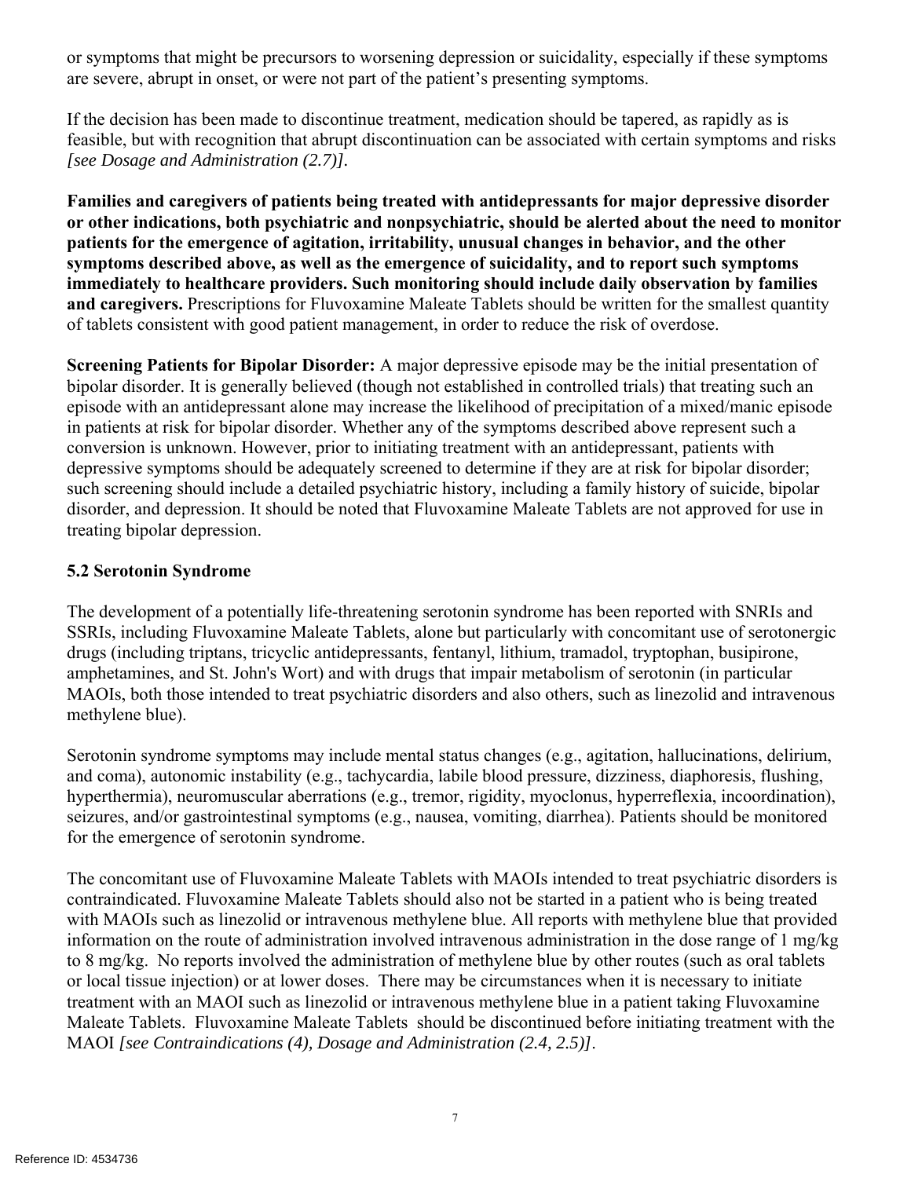or symptoms that might be precursors to worsening depression or suicidality, especially if these symptoms are severe, abrupt in onset, or were not part of the patient's presenting symptoms.

If the decision has been made to discontinue treatment, medication should be tapered, as rapidly as is feasible, but with recognition that abrupt discontinuation can be associated with certain symptoms and risks *[see Dosage and Administration (2.7)]*.

**Families and caregivers of patients being treated with antidepressants for major depressive disorder or other indications, both psychiatric and nonpsychiatric, should be alerted about the need to monitor patients for the emergence of agitation, irritability, unusual changes in behavior, and the other symptoms described above, as well as the emergence of suicidality, and to report such symptoms immediately to healthcare providers. Such monitoring should include daily observation by families and caregivers.** Prescriptions for Fluvoxamine Maleate Tablets should be written for the smallest quantity of tablets consistent with good patient management, in order to reduce the risk of overdose.

**Screening Patients for Bipolar Disorder:** A major depressive episode may be the initial presentation of bipolar disorder. It is generally believed (though not established in controlled trials) that treating such an episode with an antidepressant alone may increase the likelihood of precipitation of a mixed/manic episode in patients at risk for bipolar disorder. Whether any of the symptoms described above represent such a conversion is unknown. However, prior to initiating treatment with an antidepressant, patients with depressive symptoms should be adequately screened to determine if they are at risk for bipolar disorder; such screening should include a detailed psychiatric history, including a family history of suicide, bipolar disorder, and depression. It should be noted that Fluvoxamine Maleate Tablets are not approved for use in treating bipolar depression.

### 5.2 Serotonin Syndrome

The development of a potentially life-threatening serotonin syndrome has been reported with SNRIs and SSRIs, including Fluvoxamine Maleate Tablets, alone but particularly with concomitant use of serotonergic drugs (including triptans, tricyclic antidepressants, fentanyl, lithium, tramadol, tryptophan, busipirone, amphetamines, and St. John's Wort) and with drugs that impair metabolism of serotonin (in particular MAOIs, both those intended to treat psychiatric disorders and also others, such as linezolid and intravenous methylene blue).

Serotonin syndrome symptoms may include mental status changes (e.g., agitation, hallucinations, delirium, and coma), autonomic instability (e.g., tachycardia, labile blood pressure, dizziness, diaphoresis, flushing, hyperthermia), neuromuscular aberrations (e.g., tremor, rigidity, myoclonus, hyperreflexia, incoordination), seizures, and/or gastrointestinal symptoms (e.g., nausea, vomiting, diarrhea). Patients should be monitored for the emergence of serotonin syndrome.

The concomitant use of Fluvoxamine Maleate Tablets with MAOIs intended to treat psychiatric disorders is contraindicated. Fluvoxamine Maleate Tablets should also not be started in a patient who is being treated with MAOIs such as linezolid or intravenous methylene blue. All reports with methylene blue that provided information on the route of administration involved intravenous administration in the dose range of 1 mg/kg to 8 mg/kg. No reports involved the administration of methylene blue by other routes (such as oral tablets or local tissue injection) or at lower doses. There may be circumstances when it is necessary to initiate treatment with an MAOI such as linezolid or intravenous methylene blue in a patient taking Fluvoxamine Maleate Tablets. Fluvoxamine Maleate Tablets should be discontinued before initiating treatment with the MAOI *[see Contraindications (4), Dosage and Administration (2.4, 2.5)]*.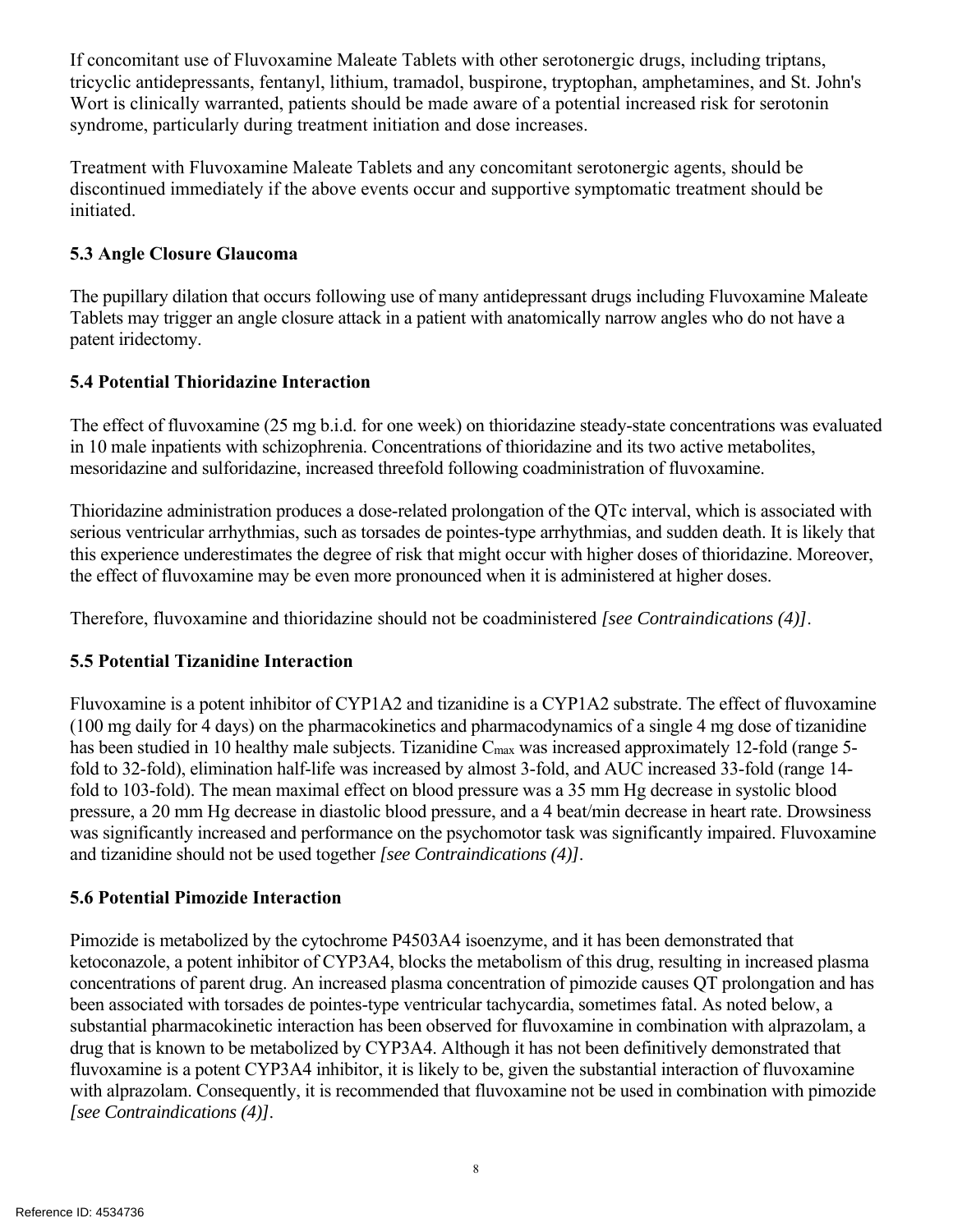If concomitant use of Fluvoxamine Maleate Tablets with other serotonergic drugs, including triptans, tricyclic antidepressants, fentanyl, lithium, tramadol, buspirone, tryptophan, amphetamines, and St. John's Wort is clinically warranted, patients should be made aware of a potential increased risk for serotonin syndrome, particularly during treatment initiation and dose increases.

Treatment with Fluvoxamine Maleate Tablets and any concomitant serotonergic agents, should be discontinued immediately if the above events occur and supportive symptomatic treatment should be initiated.

### 5.3 Angle Closure Glaucoma

The pupillary dilation that occurs following use of many antidepressant drugs including Fluvoxamine Maleate Tablets may trigger an angle closure attack in a patient with anatomically narrow angles who do not have a patent iridectomy.

### 5.4 Potential Thioridazine Interaction

The effect of fluvoxamine (25 mg b.i.d. for one week) on thioridazine steady-state concentrations was evaluated in 10 male inpatients with schizophrenia. Concentrations of thioridazine and its two active metabolites, mesoridazine and sulforidazine, increased threefold following coadministration of fluvoxamine.

Thioridazine administration produces a dose-related prolongation of the QTc interval, which is associated with serious ventricular arrhythmias, such as torsades de pointes-type arrhythmias, and sudden death. It is likely that this experience underestimates the degree of risk that might occur with higher doses of thioridazine. Moreover, the effect of fluvoxamine may be even more pronounced when it is administered at higher doses.

Therefore, fluvoxamine and thioridazine should not be coadministered *[see Contraindications (4)]*.

### 5.5 Potential Tizanidine Interaction

Fluvoxamine is a potent inhibitor of CYP1A2 and tizanidine is a CYP1A2 substrate. The effect of fluvoxamine (100 mg daily for 4 days) on the pharmacokinetics and pharmacodynamics of a single 4 mg dose of tizanidine has been studied in 10 healthy male subjects. Tizanidine $C_{max}$ was increased approximately 12-fold (range 5-fold to 32-fold), elimination half-life was increased by almost 3-fold, and AUC increased 33-fold (range 14-fold to 103-fold). The mean maximal effect on blood pressure was a 35 mm Hg decrease in systolic blood pressure, a 20 mm Hg decrease in diastolic blood pressure, and a 4 beat/min decrease in heart rate. Drowsiness was significantly increased and performance on the psychomotor task was significantly impaired. Fluvoxamine and tizanidine should not be used together *[see Contraindications (4)]*.

### 5.6 Potential Pimozide Interaction

Pimozide is metabolized by the cytochrome P4503A4 isoenzyme, and it has been demonstrated that ketoconazole, a potent inhibitor of CYP3A4, blocks the metabolism of this drug, resulting in increased plasma concentrations of parent drug. An increased plasma concentration of pimozide causes QT prolongation and has been associated with torsades de pointes-type ventricular tachycardia, sometimes fatal. As noted below, a substantial pharmacokinetic interaction has been observed for fluvoxamine in combination with alprazolam, a drug that is known to be metabolized by CYP3A4. Although it has not been definitively demonstrated that fluvoxamine is a potent CYP3A4 inhibitor, it is likely to be, given the substantial interaction of fluvoxamine with alprazolam. Consequently, it is recommended that fluvoxamine not be used in combination with pimozide *[see Contraindications (4)]*.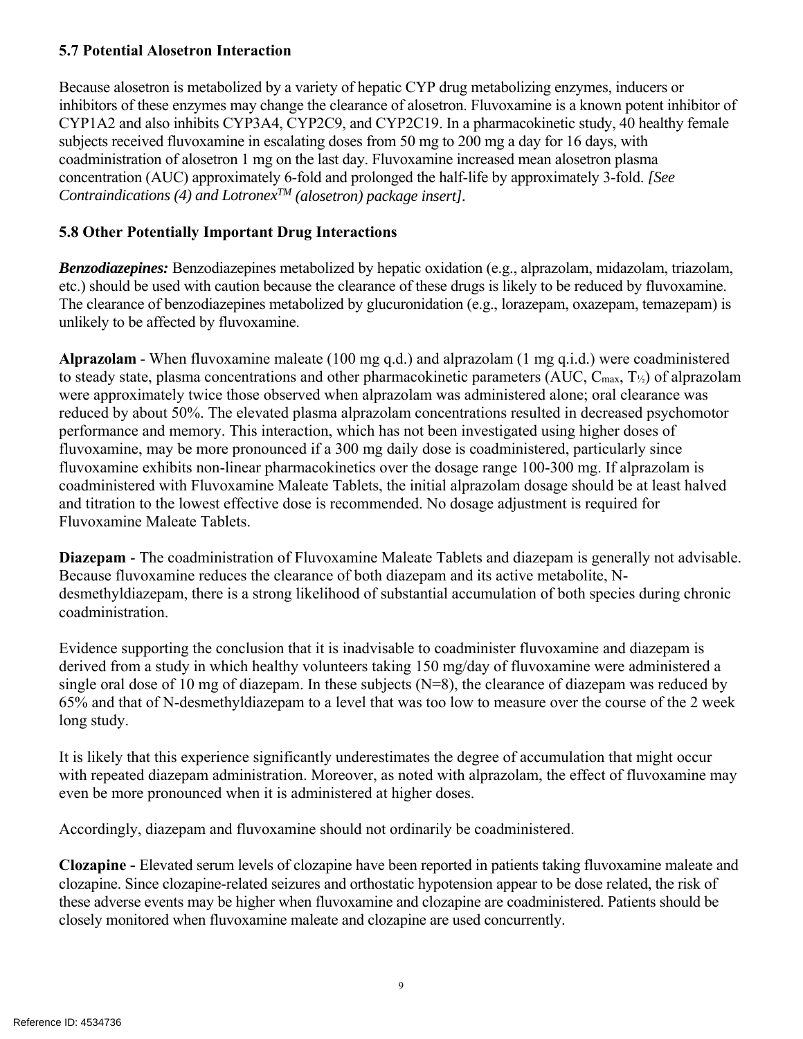### 5.7 Potential Alosetron Interaction

Because alosetron is metabolized by a variety of hepatic CYP drug metabolizing enzymes, inducers or inhibitors of these enzymes may change the clearance of alosetron. Fluvoxamine is a known potent inhibitor of CYP1A2 and also inhibits CYP3A4, CYP2C9, and CYP2C19. In a pharmacokinetic study, 40 healthy female subjects received fluvoxamine in escalating doses from 50 mg to 200 mg a day for 16 days, with coadministration of alosetron 1 mg on the last day. Fluvoxamine increased mean alosetron plasma concentration (AUC) approximately 6-fold and prolonged the half-life by approximately 3-fold. *[See Contraindications (4) and Lotronex™ (alosetron) package insert]*.

### 5.8 Other Potentially Important Drug Interactions

***Benzodiazepines:*** Benzodiazepines metabolized by hepatic oxidation (e.g., alprazolam, midazolam, triazolam, etc.) should be used with caution because the clearance of these drugs is likely to be reduced by fluvoxamine. The clearance of benzodiazepines metabolized by glucuronidation (e.g., lorazepam, oxazepam, temazepam) is unlikely to be affected by fluvoxamine.

**Alprazolam** - When fluvoxamine maleate (100 mg q.d.) and alprazolam (1 mg q.i.d.) were coadministered to steady state, plasma concentrations and other pharmacokinetic parameters (AUC, $C_{max}$, $T_{½}$) of alprazolam were approximately twice those observed when alprazolam was administered alone; oral clearance was reduced by about 50%. The elevated plasma alprazolam concentrations resulted in decreased psychomotor performance and memory. This interaction, which has not been investigated using higher doses of fluvoxamine, may be more pronounced if a 300 mg daily dose is coadministered, particularly since fluvoxamine exhibits non-linear pharmacokinetics over the dosage range 100-300 mg. If alprazolam is coadministered with Fluvoxamine Maleate Tablets, the initial alprazolam dosage should be at least halved and titration to the lowest effective dose is recommended. No dosage adjustment is required for Fluvoxamine Maleate Tablets.

**Diazepam** - The coadministration of Fluvoxamine Maleate Tablets and diazepam is generally not advisable. Because fluvoxamine reduces the clearance of both diazepam and its active metabolite, N-desmethyldiazepam, there is a strong likelihood of substantial accumulation of both species during chronic coadministration.

Evidence supporting the conclusion that it is inadvisable to coadminister fluvoxamine and diazepam is derived from a study in which healthy volunteers taking 150 mg/day of fluvoxamine were administered a single oral dose of 10 mg of diazepam. In these subjects (N=8), the clearance of diazepam was reduced by 65% and that of N-desmethyldiazepam to a level that was too low to measure over the course of the 2 week long study.

It is likely that this experience significantly underestimates the degree of accumulation that might occur with repeated diazepam administration. Moreover, as noted with alprazolam, the effect of fluvoxamine may even be more pronounced when it is administered at higher doses.

Accordingly, diazepam and fluvoxamine should not ordinarily be coadministered.

**Clozapine -** Elevated serum levels of clozapine have been reported in patients taking fluvoxamine maleate and clozapine. Since clozapine-related seizures and orthostatic hypotension appear to be dose related, the risk of these adverse events may be higher when fluvoxamine and clozapine are coadministered. Patients should be closely monitored when fluvoxamine maleate and clozapine are used concurrently.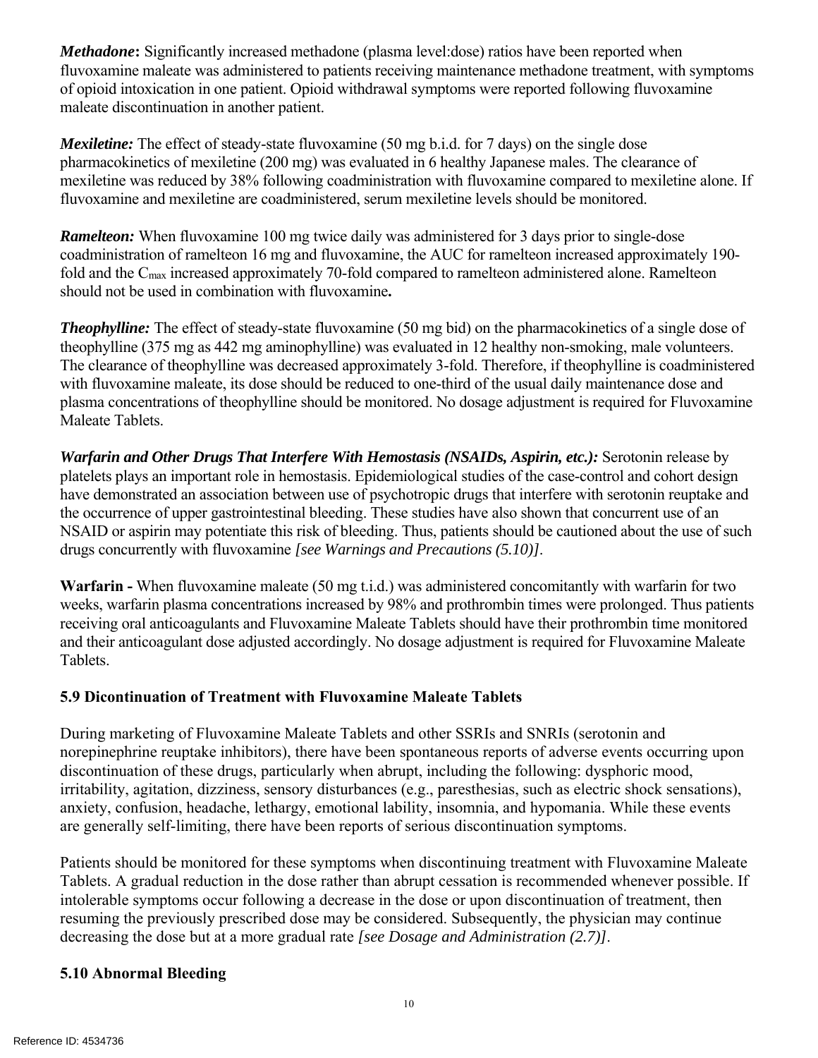***Methadone*:** Significantly increased methadone (plasma level:dose) ratios have been reported when fluvoxamine maleate was administered to patients receiving maintenance methadone treatment, with symptoms of opioid intoxication in one patient. Opioid withdrawal symptoms were reported following fluvoxamine maleate discontinuation in another patient.

***Mexiletine:*** The effect of steady-state fluvoxamine (50 mg b.i.d. for 7 days) on the single dose pharmacokinetics of mexiletine (200 mg) was evaluated in 6 healthy Japanese males. The clearance of mexiletine was reduced by 38% following coadministration with fluvoxamine compared to mexiletine alone. If fluvoxamine and mexiletine are coadministered, serum mexiletine levels should be monitored.

***Ramelteon:*** When fluvoxamine 100 mg twice daily was administered for 3 days prior to single-dose coadministration of ramelteon 16 mg and fluvoxamine, the AUC for ramelteon increased approximately 190-fold and the $C_{max}$ increased approximately 70-fold compared to ramelteon administered alone. Ramelteon should not be used in combination with fluvoxamine**.**

***Theophylline:*** The effect of steady-state fluvoxamine (50 mg bid) on the pharmacokinetics of a single dose of theophylline (375 mg as 442 mg aminophylline) was evaluated in 12 healthy non-smoking, male volunteers. The clearance of theophylline was decreased approximately 3-fold. Therefore, if theophylline is coadministered with fluvoxamine maleate, its dose should be reduced to one-third of the usual daily maintenance dose and plasma concentrations of theophylline should be monitored. No dosage adjustment is required for Fluvoxamine Maleate Tablets.

***Warfarin and Other Drugs That Interfere With Hemostasis (NSAIDs, Aspirin, etc.):*** Serotonin release by platelets plays an important role in hemostasis. Epidemiological studies of the case-control and cohort design have demonstrated an association between use of psychotropic drugs that interfere with serotonin reuptake and the occurrence of upper gastrointestinal bleeding. These studies have also shown that concurrent use of an NSAID or aspirin may potentiate this risk of bleeding. Thus, patients should be cautioned about the use of such drugs concurrently with fluvoxamine *[see Warnings and Precautions (5.10)]*.

**Warfarin -** When fluvoxamine maleate (50 mg t.i.d.) was administered concomitantly with warfarin for two weeks, warfarin plasma concentrations increased by 98% and prothrombin times were prolonged. Thus patients receiving oral anticoagulants and Fluvoxamine Maleate Tablets should have their prothrombin time monitored and their anticoagulant dose adjusted accordingly. No dosage adjustment is required for Fluvoxamine Maleate Tablets.

### 5.9 Dicontinuation of Treatment with Fluvoxamine Maleate Tablets

During marketing of Fluvoxamine Maleate Tablets and other SSRIs and SNRIs (serotonin and norepinephrine reuptake inhibitors), there have been spontaneous reports of adverse events occurring upon discontinuation of these drugs, particularly when abrupt, including the following: dysphoric mood, irritability, agitation, dizziness, sensory disturbances (e.g., paresthesias, such as electric shock sensations), anxiety, confusion, headache, lethargy, emotional lability, insomnia, and hypomania. While these events are generally self-limiting, there have been reports of serious discontinuation symptoms.

Patients should be monitored for these symptoms when discontinuing treatment with Fluvoxamine Maleate Tablets. A gradual reduction in the dose rather than abrupt cessation is recommended whenever possible. If intolerable symptoms occur following a decrease in the dose or upon discontinuation of treatment, then resuming the previously prescribed dose may be considered. Subsequently, the physician may continue decreasing the dose but at a more gradual rate *[see Dosage and Administration (2.7)]*.

### 5.10 Abnormal Bleeding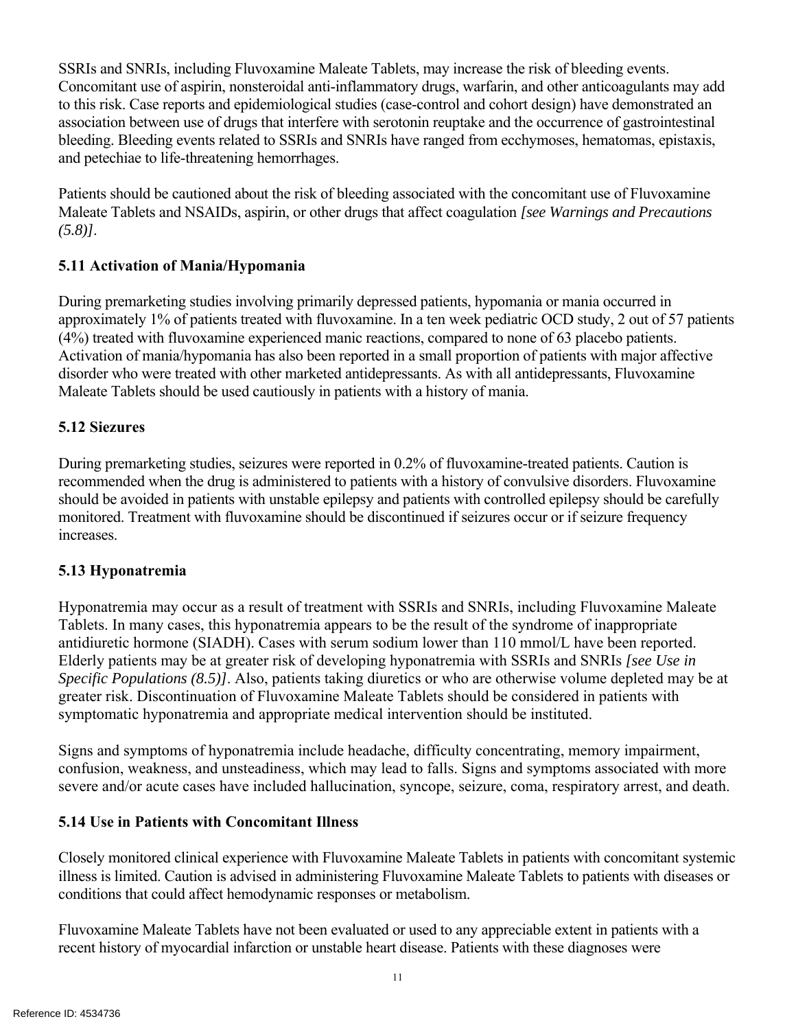SSRIs and SNRIs, including Fluvoxamine Maleate Tablets, may increase the risk of bleeding events. Concomitant use of aspirin, nonsteroidal anti-inflammatory drugs, warfarin, and other anticoagulants may add to this risk. Case reports and epidemiological studies (case-control and cohort design) have demonstrated an association between use of drugs that interfere with serotonin reuptake and the occurrence of gastrointestinal bleeding. Bleeding events related to SSRIs and SNRIs have ranged from ecchymoses, hematomas, epistaxis, and petechiae to life-threatening hemorrhages.

Patients should be cautioned about the risk of bleeding associated with the concomitant use of Fluvoxamine Maleate Tablets and NSAIDs, aspirin, or other drugs that affect coagulation *[see Warnings and Precautions (5.8)]*.

### 5.11 Activation of Mania/Hypomania

During premarketing studies involving primarily depressed patients, hypomania or mania occurred in approximately 1% of patients treated with fluvoxamine. In a ten week pediatric OCD study, 2 out of 57 patients (4%) treated with fluvoxamine experienced manic reactions, compared to none of 63 placebo patients. Activation of mania/hypomania has also been reported in a small proportion of patients with major affective disorder who were treated with other marketed antidepressants. As with all antidepressants, Fluvoxamine Maleate Tablets should be used cautiously in patients with a history of mania.

### 5.12 Siezures

During premarketing studies, seizures were reported in 0.2% of fluvoxamine-treated patients. Caution is recommended when the drug is administered to patients with a history of convulsive disorders. Fluvoxamine should be avoided in patients with unstable epilepsy and patients with controlled epilepsy should be carefully monitored. Treatment with fluvoxamine should be discontinued if seizures occur or if seizure frequency increases.

### 5.13 Hyponatremia

Hyponatremia may occur as a result of treatment with SSRIs and SNRIs, including Fluvoxamine Maleate Tablets. In many cases, this hyponatremia appears to be the result of the syndrome of inappropriate antidiuretic hormone (SIADH). Cases with serum sodium lower than 110 mmol/L have been reported. Elderly patients may be at greater risk of developing hyponatremia with SSRIs and SNRIs *[see Use in Specific Populations (8.5)]*. Also, patients taking diuretics or who are otherwise volume depleted may be at greater risk. Discontinuation of Fluvoxamine Maleate Tablets should be considered in patients with symptomatic hyponatremia and appropriate medical intervention should be instituted.

Signs and symptoms of hyponatremia include headache, difficulty concentrating, memory impairment, confusion, weakness, and unsteadiness, which may lead to falls. Signs and symptoms associated with more severe and/or acute cases have included hallucination, syncope, seizure, coma, respiratory arrest, and death.

### 5.14 Use in Patients with Concomitant Illness

Closely monitored clinical experience with Fluvoxamine Maleate Tablets in patients with concomitant systemic illness is limited. Caution is advised in administering Fluvoxamine Maleate Tablets to patients with diseases or conditions that could affect hemodynamic responses or metabolism.

Fluvoxamine Maleate Tablets have not been evaluated or used to any appreciable extent in patients with a recent history of myocardial infarction or unstable heart disease. Patients with these diagnoses were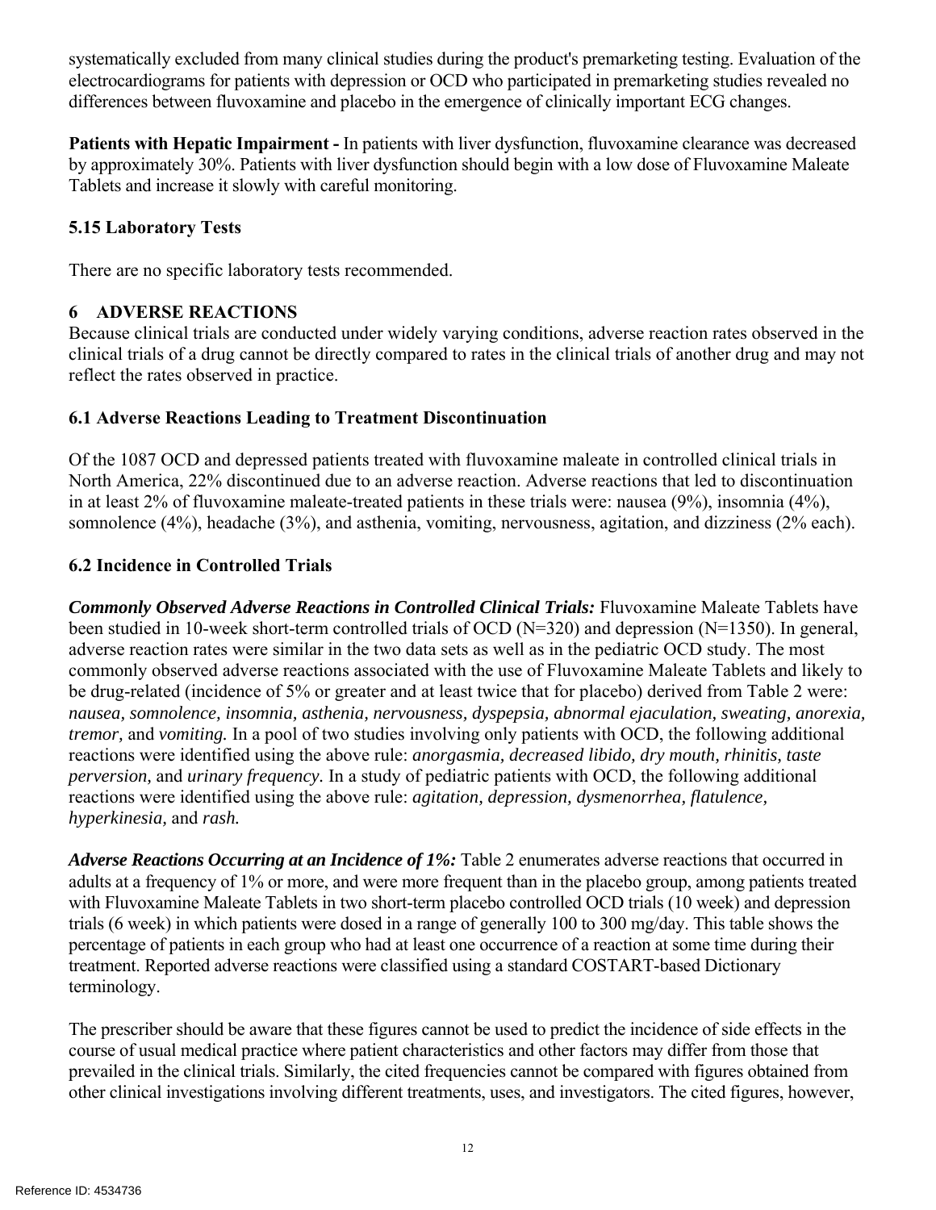systematically excluded from many clinical studies during the product's premarketing testing. Evaluation of the electrocardiograms for patients with depression or OCD who participated in premarketing studies revealed no differences between fluvoxamine and placebo in the emergence of clinically important ECG changes.

**Patients with Hepatic Impairment -** In patients with liver dysfunction, fluvoxamine clearance was decreased by approximately 30%. Patients with liver dysfunction should begin with a low dose of Fluvoxamine Maleate Tablets and increase it slowly with careful monitoring.

### 5.15 Laboratory Tests

There are no specific laboratory tests recommended.

## 6 ADVERSE REACTIONS

Because clinical trials are conducted under widely varying conditions, adverse reaction rates observed in the clinical trials of a drug cannot be directly compared to rates in the clinical trials of another drug and may not reflect the rates observed in practice.

### 6.1 Adverse Reactions Leading to Treatment Discontinuation

Of the 1087 OCD and depressed patients treated with fluvoxamine maleate in controlled clinical trials in North America, 22% discontinued due to an adverse reaction. Adverse reactions that led to discontinuation in at least 2% of fluvoxamine maleate-treated patients in these trials were: nausea (9%), insomnia (4%), somnolence (4%), headache (3%), and asthenia, vomiting, nervousness, agitation, and dizziness (2% each).

### 6.2 Incidence in Controlled Trials

***Commonly Observed Adverse Reactions in Controlled Clinical Trials:*** Fluvoxamine Maleate Tablets have been studied in 10-week short-term controlled trials of OCD (N=320) and depression (N=1350). In general, adverse reaction rates were similar in the two data sets as well as in the pediatric OCD study. The most commonly observed adverse reactions associated with the use of Fluvoxamine Maleate Tablets and likely to be drug-related (incidence of 5% or greater and at least twice that for placebo) derived from Table 2 were: *nausea, somnolence, insomnia, asthenia, nervousness, dyspepsia, abnormal ejaculation, sweating, anorexia, tremor,* and *vomiting.* In a pool of two studies involving only patients with OCD, the following additional reactions were identified using the above rule: *anorgasmia, decreased libido, dry mouth, rhinitis, taste perversion,* and *urinary frequency.* In a study of pediatric patients with OCD, the following additional reactions were identified using the above rule: *agitation, depression, dysmenorrhea, flatulence, hyperkinesia,* and *rash.*

***Adverse Reactions Occurring at an Incidence of 1%:*** Table 2 enumerates adverse reactions that occurred in adults at a frequency of 1% or more, and were more frequent than in the placebo group, among patients treated with Fluvoxamine Maleate Tablets in two short-term placebo controlled OCD trials (10 week) and depression trials (6 week) in which patients were dosed in a range of generally 100 to 300 mg/day. This table shows the percentage of patients in each group who had at least one occurrence of a reaction at some time during their treatment. Reported adverse reactions were classified using a standard COSTART-based Dictionary terminology.

The prescriber should be aware that these figures cannot be used to predict the incidence of side effects in the course of usual medical practice where patient characteristics and other factors may differ from those that prevailed in the clinical trials. Similarly, the cited frequencies cannot be compared with figures obtained from other clinical investigations involving different treatments, uses, and investigators. The cited figures, however,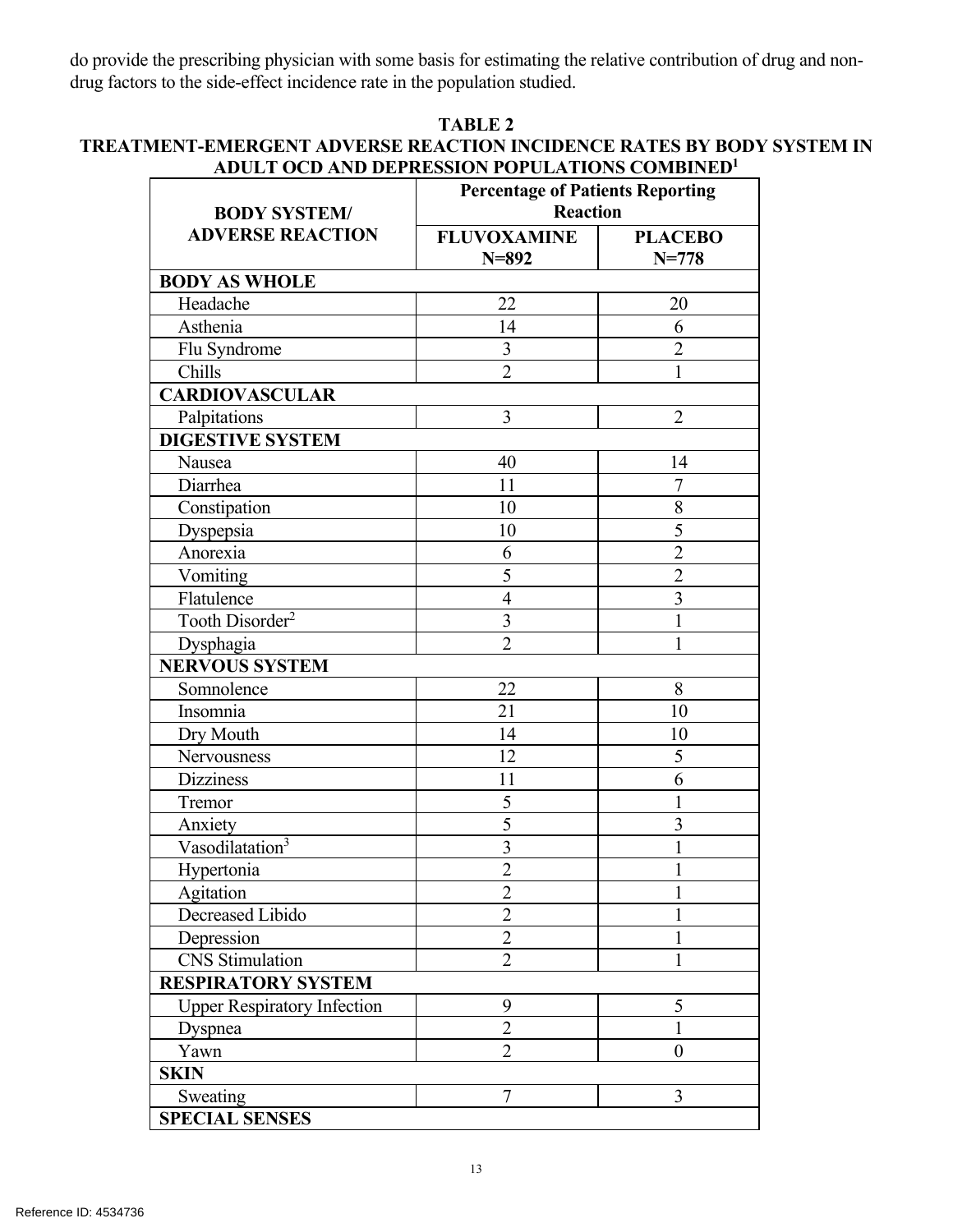do provide the prescribing physician with some basis for estimating the relative contribution of drug and non-drug factors to the side-effect incidence rate in the population studied.

**TABLE 2**
**TREATMENT-EMERGENT ADVERSE REACTION INCIDENCE RATES BY BODY SYSTEM IN ADULT OCD AND DEPRESSION POPULATIONS COMBINED[1]**

| BODY SYSTEM/ ADVERSE REACTION | Percentage of Patients Reporting Reaction | |
|---|---|---|
| | FLUVOXAMINE N=892 | PLACEBO N=778 |
| **BODY AS WHOLE** | | |
| Headache | 22 | 20 |
| Asthenia | 14 | 6 |
| Flu Syndrome | 3 | 2 |
| Chills | 2 | 1 |
| **CARDIOVASCULAR** | | |
| Palpitations | 3 | 2 |
| **DIGESTIVE SYSTEM** | | |
| Nausea | 40 | 14 |
| Diarrhea | 11 | 7 |
| Constipation | 10 | 8 |
| Dyspepsia | 10 | 5 |
| Anorexia | 6 | 2 |
| Vomiting | 5 | 2 |
| Flatulence | 4 | 3 |
| Tooth Disorder[2] | 3 | 1 |
| Dysphagia | 2 | 1 |
| **NERVOUS SYSTEM** | | |
| Somnolence | 22 | 8 |
| Insomnia | 21 | 10 |
| Dry Mouth | 14 | 10 |
| Nervousness | 12 | 5 |
| Dizziness | 11 | 6 |
| Tremor | 5 | 1 |
| Anxiety | 5 | 3 |
| Vasodilatation[3] | 3 | 1 |
| Hypertonia | 2 | 1 |
| Agitation | 2 | 1 |
| Decreased Libido | 2 | 1 |
| Depression | 2 | 1 |
| CNS Stimulation | 2 | 1 |
| **RESPIRATORY SYSTEM** | | |
| Upper Respiratory Infection | 9 | 5 |
| Dyspnea | 2 | 1 |
| Yawn | 2 | 0 |
| **SKIN** | | |
| Sweating | 7 | 3 |
| **SPECIAL SENSES** | | |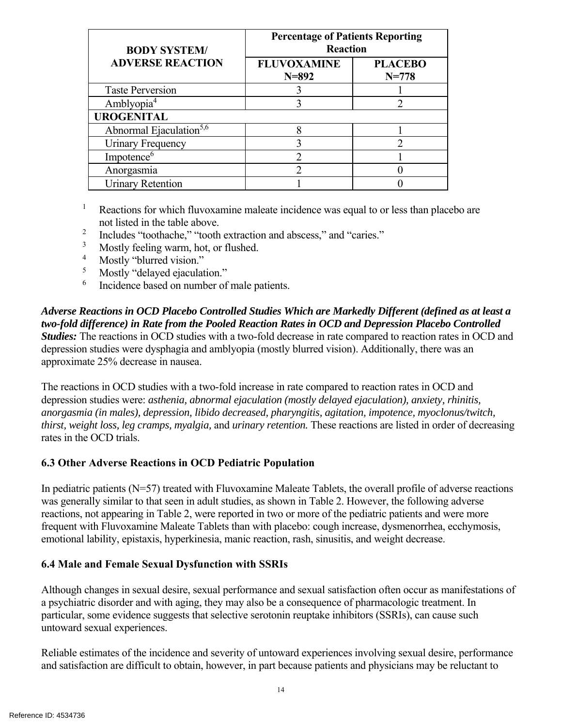| BODY SYSTEM/ ADVERSE REACTION | Percentage of Patients Reporting Reaction | |
|---|---|---|
| | FLUVOXAMINE N=892 | PLACEBO N=778 |
| Taste Perversion | 3 | 1 |
| Amblyopia[4] | 3 | 2 |
| **UROGENITAL** | | |
| Abnormal Ejaculation[5,6] | 8 | 1 |
| Urinary Frequency | 3 | 2 |
| Impotence[6] | 2 | 1 |
| Anorgasmia | 2 | 0 |
| Urinary Retention | 1 | 0 |

[1] Reactions for which fluvoxamine maleate incidence was equal to or less than placebo are not listed in the table above.
[2] Includes "toothache," "tooth extraction and abscess," and "caries."
[3] Mostly feeling warm, hot, or flushed.
[4] Mostly "blurred vision."
[5] Mostly "delayed ejaculation."
[6] Incidence based on number of male patients.

***Adverse Reactions in OCD Placebo Controlled Studies Which are Markedly Different (defined as at least a two-fold difference) in Rate from the Pooled Reaction Rates in OCD and Depression Placebo Controlled Studies:*** The reactions in OCD studies with a two-fold decrease in rate compared to reaction rates in OCD and depression studies were dysphagia and amblyopia (mostly blurred vision). Additionally, there was an approximate 25% decrease in nausea.

The reactions in OCD studies with a two-fold increase in rate compared to reaction rates in OCD and depression studies were: *asthenia, abnormal ejaculation (mostly delayed ejaculation), anxiety, rhinitis, anorgasmia (in males), depression, libido decreased, pharyngitis, agitation, impotence, myoclonus/twitch, thirst, weight loss, leg cramps, myalgia,* and *urinary retention.* These reactions are listed in order of decreasing rates in the OCD trials.

### 6.3 Other Adverse Reactions in OCD Pediatric Population

In pediatric patients (N=57) treated with Fluvoxamine Maleate Tablets, the overall profile of adverse reactions was generally similar to that seen in adult studies, as shown in Table 2. However, the following adverse reactions, not appearing in Table 2, were reported in two or more of the pediatric patients and were more frequent with Fluvoxamine Maleate Tablets than with placebo: cough increase, dysmenorrhea, ecchymosis, emotional lability, epistaxis, hyperkinesia, manic reaction, rash, sinusitis, and weight decrease.

### 6.4 Male and Female Sexual Dysfunction with SSRIs

Although changes in sexual desire, sexual performance and sexual satisfaction often occur as manifestations of a psychiatric disorder and with aging, they may also be a consequence of pharmacologic treatment. In particular, some evidence suggests that selective serotonin reuptake inhibitors (SSRIs), can cause such untoward sexual experiences.

Reliable estimates of the incidence and severity of untoward experiences involving sexual desire, performance and satisfaction are difficult to obtain, however, in part because patients and physicians may be reluctant to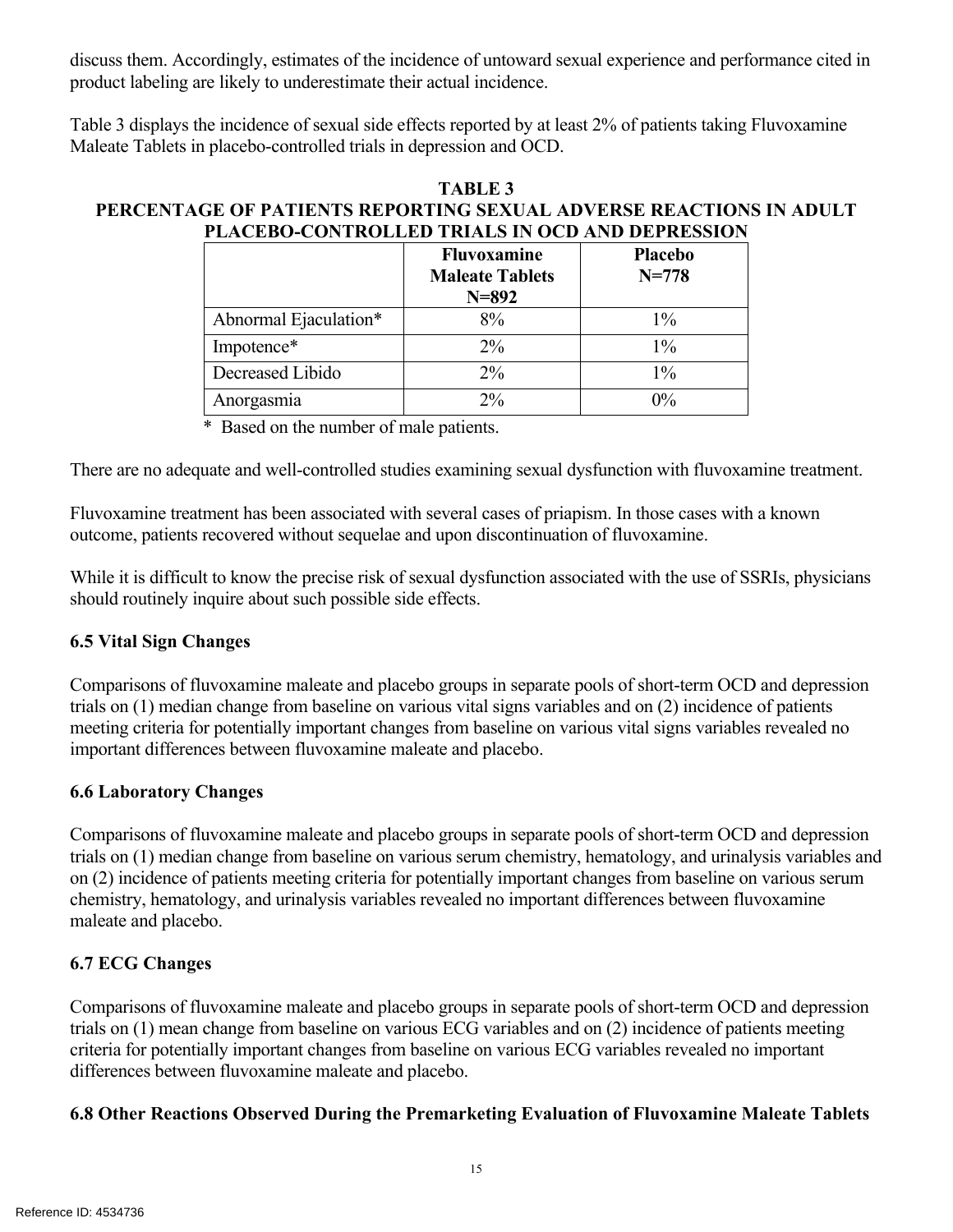discuss them. Accordingly, estimates of the incidence of untoward sexual experience and performance cited in product labeling are likely to underestimate their actual incidence.

Table 3 displays the incidence of sexual side effects reported by at least 2% of patients taking Fluvoxamine Maleate Tablets in placebo-controlled trials in depression and OCD.

**TABLE 3**
**PERCENTAGE OF PATIENTS REPORTING SEXUAL ADVERSE REACTIONS IN ADULT PLACEBO-CONTROLLED TRIALS IN OCD AND DEPRESSION**

| | Fluvoxamine Maleate Tablets N=892 | Placebo N=778 |
|---|---|---|
| Abnormal Ejaculation* | 8% | 1% |
| Impotence* | 2% | 1% |
| Decreased Libido | 2% | 1% |
| Anorgasmia | 2% | 0% |

\* Based on the number of male patients.

There are no adequate and well-controlled studies examining sexual dysfunction with fluvoxamine treatment.

Fluvoxamine treatment has been associated with several cases of priapism. In those cases with a known outcome, patients recovered without sequelae and upon discontinuation of fluvoxamine.

While it is difficult to know the precise risk of sexual dysfunction associated with the use of SSRIs, physicians should routinely inquire about such possible side effects.

### 6.5 Vital Sign Changes

Comparisons of fluvoxamine maleate and placebo groups in separate pools of short-term OCD and depression trials on (1) median change from baseline on various vital signs variables and on (2) incidence of patients meeting criteria for potentially important changes from baseline on various vital signs variables revealed no important differences between fluvoxamine maleate and placebo.

### 6.6 Laboratory Changes

Comparisons of fluvoxamine maleate and placebo groups in separate pools of short-term OCD and depression trials on (1) median change from baseline on various serum chemistry, hematology, and urinalysis variables and on (2) incidence of patients meeting criteria for potentially important changes from baseline on various serum chemistry, hematology, and urinalysis variables revealed no important differences between fluvoxamine maleate and placebo.

### 6.7 ECG Changes

Comparisons of fluvoxamine maleate and placebo groups in separate pools of short-term OCD and depression trials on (1) mean change from baseline on various ECG variables and on (2) incidence of patients meeting criteria for potentially important changes from baseline on various ECG variables revealed no important differences between fluvoxamine maleate and placebo.

### 6.8 Other Reactions Observed During the Premarketing Evaluation of Fluvoxamine Maleate Tablets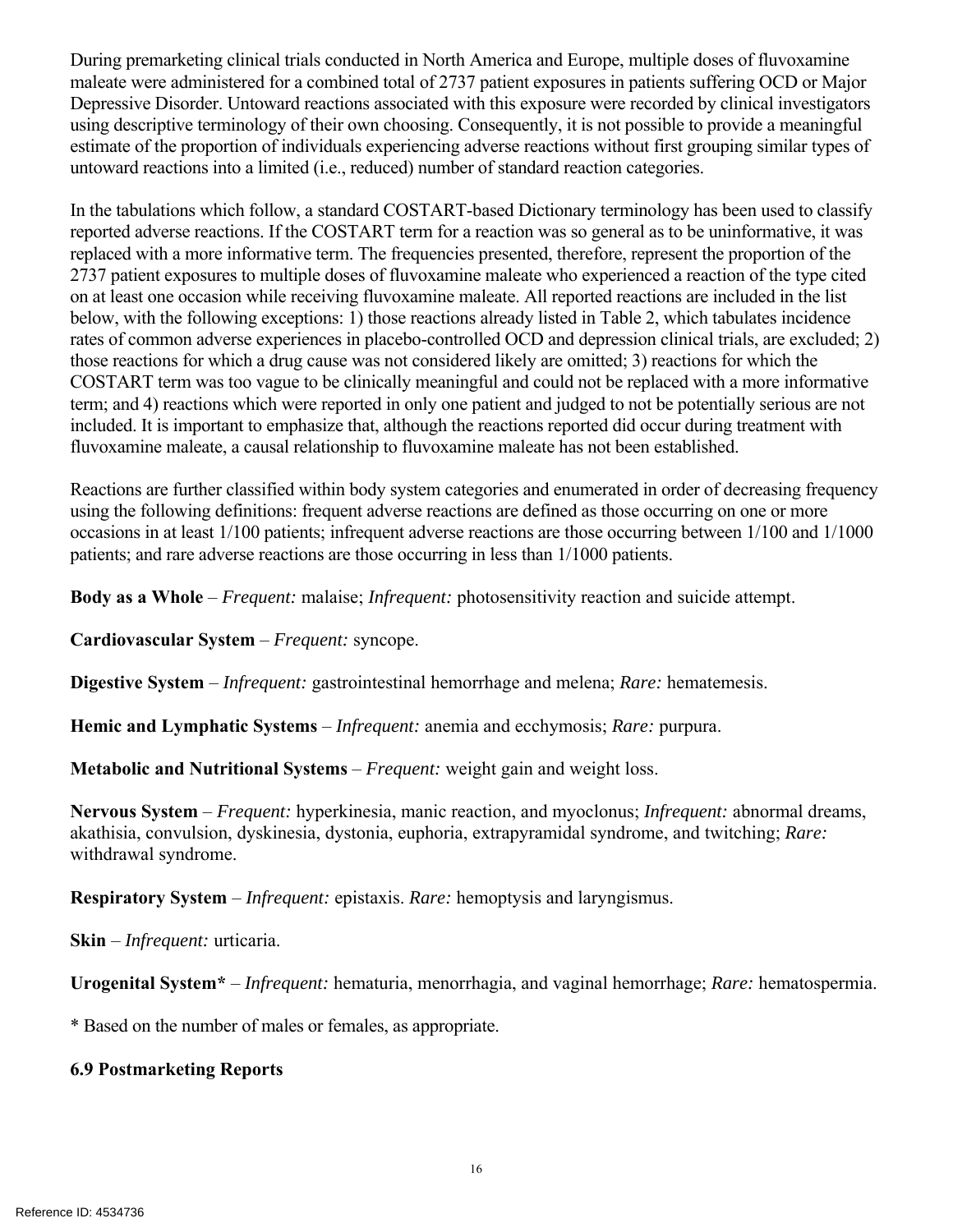During premarketing clinical trials conducted in North America and Europe, multiple doses of fluvoxamine maleate were administered for a combined total of 2737 patient exposures in patients suffering OCD or Major Depressive Disorder. Untoward reactions associated with this exposure were recorded by clinical investigators using descriptive terminology of their own choosing. Consequently, it is not possible to provide a meaningful estimate of the proportion of individuals experiencing adverse reactions without first grouping similar types of untoward reactions into a limited (i.e., reduced) number of standard reaction categories.

In the tabulations which follow, a standard COSTART-based Dictionary terminology has been used to classify reported adverse reactions. If the COSTART term for a reaction was so general as to be uninformative, it was replaced with a more informative term. The frequencies presented, therefore, represent the proportion of the 2737 patient exposures to multiple doses of fluvoxamine maleate who experienced a reaction of the type cited on at least one occasion while receiving fluvoxamine maleate. All reported reactions are included in the list below, with the following exceptions: 1) those reactions already listed in Table 2, which tabulates incidence rates of common adverse experiences in placebo-controlled OCD and depression clinical trials, are excluded; 2) those reactions for which a drug cause was not considered likely are omitted; 3) reactions for which the COSTART term was too vague to be clinically meaningful and could not be replaced with a more informative term; and 4) reactions which were reported in only one patient and judged to not be potentially serious are not included. It is important to emphasize that, although the reactions reported did occur during treatment with fluvoxamine maleate, a causal relationship to fluvoxamine maleate has not been established.

Reactions are further classified within body system categories and enumerated in order of decreasing frequency using the following definitions: frequent adverse reactions are defined as those occurring on one or more occasions in at least 1/100 patients; infrequent adverse reactions are those occurring between 1/100 and 1/1000 patients; and rare adverse reactions are those occurring in less than 1/1000 patients.

**Body as a Whole** – *Frequent:* malaise; *Infrequent:* photosensitivity reaction and suicide attempt.

**Cardiovascular System** – *Frequent:* syncope.

**Digestive System** – *Infrequent:* gastrointestinal hemorrhage and melena; *Rare:* hematemesis.

**Hemic and Lymphatic Systems** – *Infrequent:* anemia and ecchymosis; *Rare:* purpura.

**Metabolic and Nutritional Systems** – *Frequent:* weight gain and weight loss.

**Nervous System** – *Frequent:* hyperkinesia, manic reaction, and myoclonus; *Infrequent:* abnormal dreams, akathisia, convulsion, dyskinesia, dystonia, euphoria, extrapyramidal syndrome, and twitching; *Rare:* withdrawal syndrome.

**Respiratory System** – *Infrequent:* epistaxis. *Rare:* hemoptysis and laryngismus.

**Skin** – *Infrequent:* urticaria.

**Urogenital System*** – *Infrequent:* hematuria, menorrhagia, and vaginal hemorrhage; *Rare:* hematospermia.

* Based on the number of males or females, as appropriate.

### 6.9 Postmarketing Reports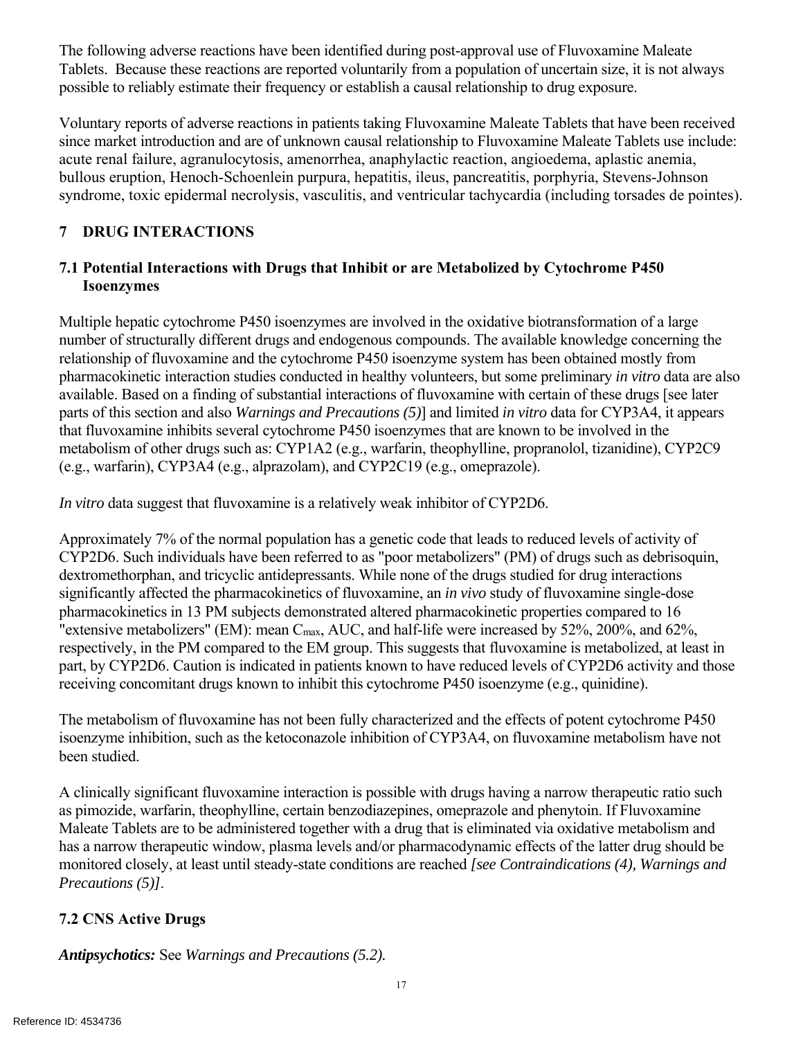The following adverse reactions have been identified during post-approval use of Fluvoxamine Maleate Tablets. Because these reactions are reported voluntarily from a population of uncertain size, it is not always possible to reliably estimate their frequency or establish a causal relationship to drug exposure.

Voluntary reports of adverse reactions in patients taking Fluvoxamine Maleate Tablets that have been received since market introduction and are of unknown causal relationship to Fluvoxamine Maleate Tablets use include: acute renal failure, agranulocytosis, amenorrhea, anaphylactic reaction, angioedema, aplastic anemia, bullous eruption, Henoch-Schoenlein purpura, hepatitis, ileus, pancreatitis, porphyria, Stevens-Johnson syndrome, toxic epidermal necrolysis, vasculitis, and ventricular tachycardia (including torsades de pointes).

## 7 DRUG INTERACTIONS

### 7.1 Potential Interactions with Drugs that Inhibit or are Metabolized by Cytochrome P450 Isoenzymes

Multiple hepatic cytochrome P450 isoenzymes are involved in the oxidative biotransformation of a large number of structurally different drugs and endogenous compounds. The available knowledge concerning the relationship of fluvoxamine and the cytochrome P450 isoenzyme system has been obtained mostly from pharmacokinetic interaction studies conducted in healthy volunteers, but some preliminary *in vitro* data are also available. Based on a finding of substantial interactions of fluvoxamine with certain of these drugs [see later parts of this section and also *Warnings and Precautions (5)*] and limited *in vitro* data for CYP3A4, it appears that fluvoxamine inhibits several cytochrome P450 isoenzymes that are known to be involved in the metabolism of other drugs such as: CYP1A2 (e.g., warfarin, theophylline, propranolol, tizanidine), CYP2C9 (e.g., warfarin), CYP3A4 (e.g., alprazolam), and CYP2C19 (e.g., omeprazole).

*In vitro* data suggest that fluvoxamine is a relatively weak inhibitor of CYP2D6.

Approximately 7% of the normal population has a genetic code that leads to reduced levels of activity of CYP2D6. Such individuals have been referred to as "poor metabolizers" (PM) of drugs such as debrisoquin, dextromethorphan, and tricyclic antidepressants. While none of the drugs studied for drug interactions significantly affected the pharmacokinetics of fluvoxamine, an *in vivo* study of fluvoxamine single-dose pharmacokinetics in 13 PM subjects demonstrated altered pharmacokinetic properties compared to 16 "extensive metabolizers" (EM): mean $C_{max}$, AUC, and half-life were increased by 52%, 200%, and 62%, respectively, in the PM compared to the EM group. This suggests that fluvoxamine is metabolized, at least in part, by CYP2D6. Caution is indicated in patients known to have reduced levels of CYP2D6 activity and those receiving concomitant drugs known to inhibit this cytochrome P450 isoenzyme (e.g., quinidine).

The metabolism of fluvoxamine has not been fully characterized and the effects of potent cytochrome P450 isoenzyme inhibition, such as the ketoconazole inhibition of CYP3A4, on fluvoxamine metabolism have not been studied.

A clinically significant fluvoxamine interaction is possible with drugs having a narrow therapeutic ratio such as pimozide, warfarin, theophylline, certain benzodiazepines, omeprazole and phenytoin. If Fluvoxamine Maleate Tablets are to be administered together with a drug that is eliminated via oxidative metabolism and has a narrow therapeutic window, plasma levels and/or pharmacodynamic effects of the latter drug should be monitored closely, at least until steady-state conditions are reached *[see Contraindications (4), Warnings and Precautions (5)]*.

### 7.2 CNS Active Drugs

***Antipsychotics:*** See *Warnings and Precautions (5.2).*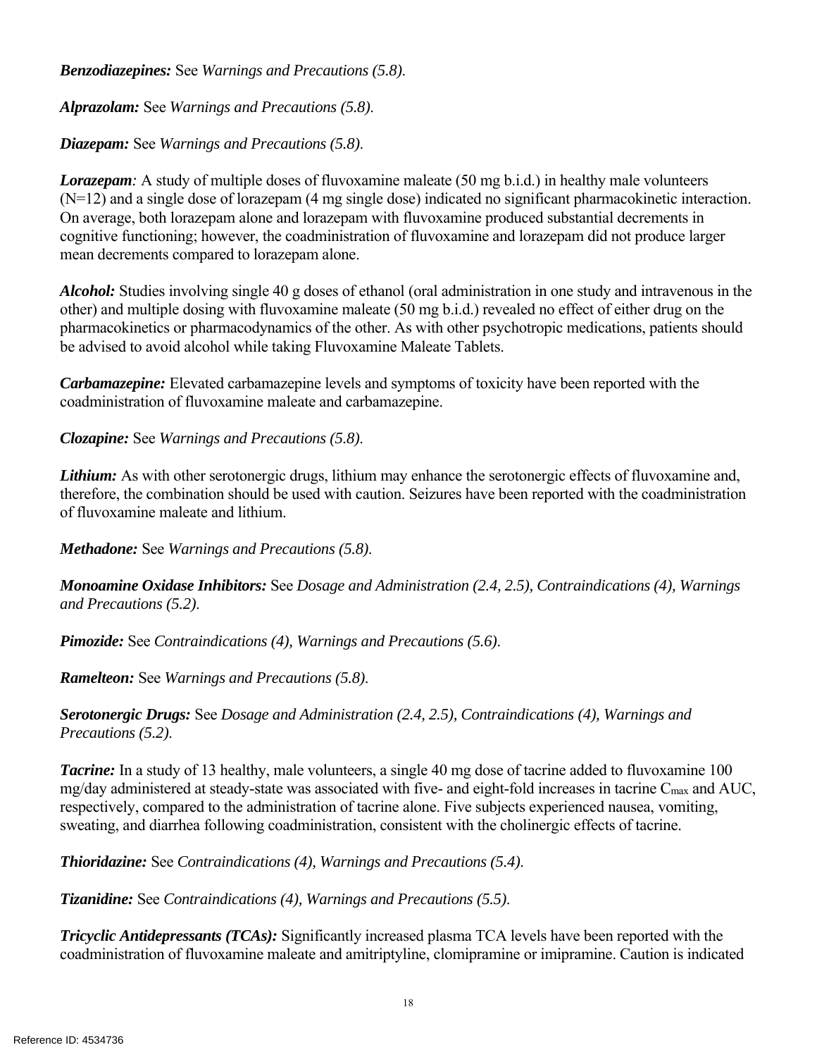***Benzodiazepines:*** See *Warnings and Precautions (5.8).*

***Alprazolam:*** See *Warnings and Precautions (5.8).*

***Diazepam:*** See *Warnings and Precautions (5.8).*

***Lorazepam****:* A study of multiple doses of fluvoxamine maleate (50 mg b.i.d.) in healthy male volunteers (N=12) and a single dose of lorazepam (4 mg single dose) indicated no significant pharmacokinetic interaction. On average, both lorazepam alone and lorazepam with fluvoxamine produced substantial decrements in cognitive functioning; however, the coadministration of fluvoxamine and lorazepam did not produce larger mean decrements compared to lorazepam alone.

***Alcohol:*** Studies involving single 40 g doses of ethanol (oral administration in one study and intravenous in the other) and multiple dosing with fluvoxamine maleate (50 mg b.i.d.) revealed no effect of either drug on the pharmacokinetics or pharmacodynamics of the other. As with other psychotropic medications, patients should be advised to avoid alcohol while taking Fluvoxamine Maleate Tablets.

***Carbamazepine:*** Elevated carbamazepine levels and symptoms of toxicity have been reported with the coadministration of fluvoxamine maleate and carbamazepine.

***Clozapine:*** See *Warnings and Precautions (5.8).*

***Lithium:*** As with other serotonergic drugs, lithium may enhance the serotonergic effects of fluvoxamine and, therefore, the combination should be used with caution. Seizures have been reported with the coadministration of fluvoxamine maleate and lithium.

***Methadone:*** See *Warnings and Precautions (5.8).*

***Monoamine Oxidase Inhibitors:*** See *Dosage and Administration (2.4, 2.5), Contraindications (4), Warnings and Precautions (5.2).*

***Pimozide:*** See *Contraindications (4), Warnings and Precautions (5.6).*

***Ramelteon:*** See *Warnings and Precautions (5.8).*

***Serotonergic Drugs:*** See *Dosage and Administration (2.4, 2.5), Contraindications (4), Warnings and Precautions (5.2).*

***Tacrine:*** In a study of 13 healthy, male volunteers, a single 40 mg dose of tacrine added to fluvoxamine 100 mg/day administered at steady-state was associated with five- and eight-fold increases in tacrine $C_{max}$ and AUC, respectively, compared to the administration of tacrine alone. Five subjects experienced nausea, vomiting, sweating, and diarrhea following coadministration, consistent with the cholinergic effects of tacrine.

***Thioridazine:*** See *Contraindications (4), Warnings and Precautions (5.4).*

***Tizanidine:*** See *Contraindications (4), Warnings and Precautions (5.5).*

***Tricyclic Antidepressants (TCAs):*** Significantly increased plasma TCA levels have been reported with the coadministration of fluvoxamine maleate and amitriptyline, clomipramine or imipramine. Caution is indicated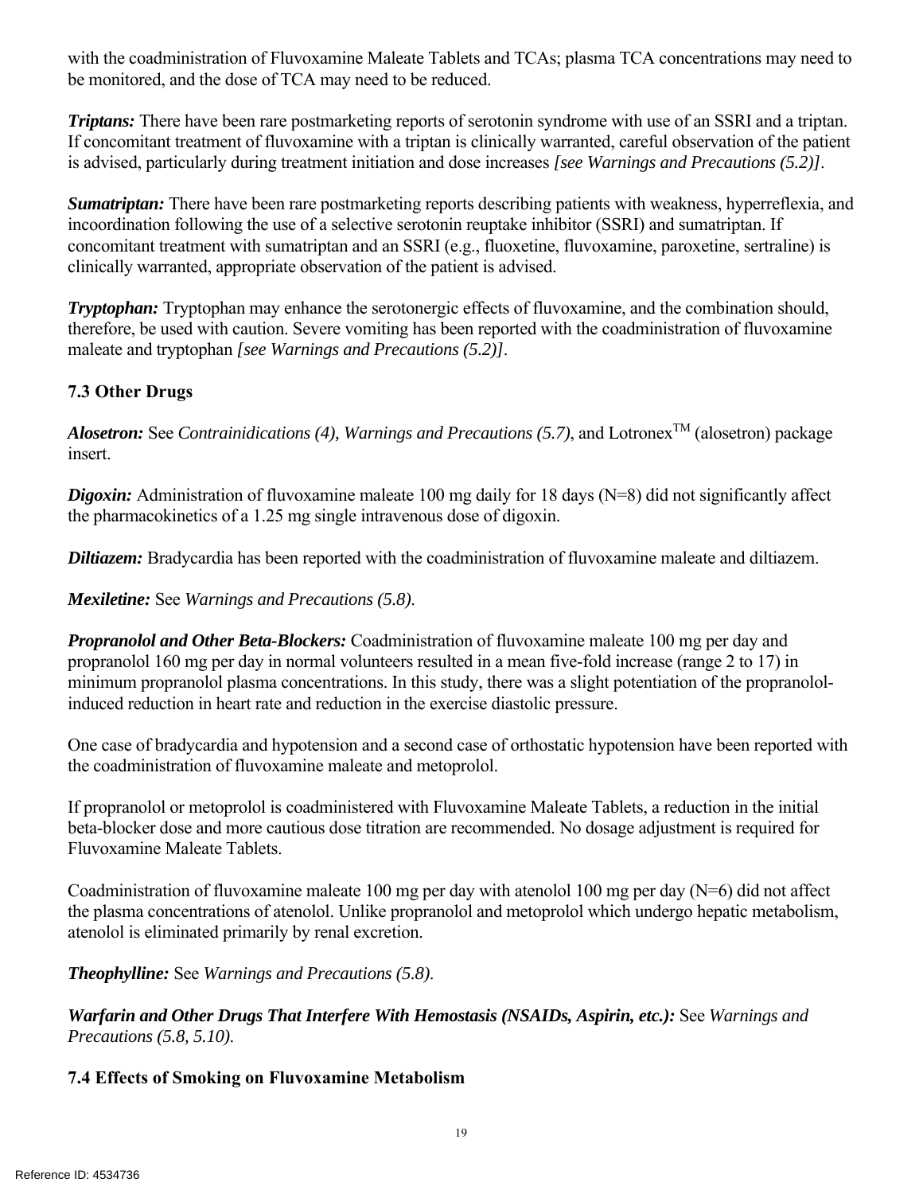with the coadministration of Fluvoxamine Maleate Tablets and TCAs; plasma TCA concentrations may need to be monitored, and the dose of TCA may need to be reduced.

***Triptans:*** There have been rare postmarketing reports of serotonin syndrome with use of an SSRI and a triptan. If concomitant treatment of fluvoxamine with a triptan is clinically warranted, careful observation of the patient is advised, particularly during treatment initiation and dose increases *[see Warnings and Precautions (5.2)]*.

***Sumatriptan:*** There have been rare postmarketing reports describing patients with weakness, hyperreflexia, and incoordination following the use of a selective serotonin reuptake inhibitor (SSRI) and sumatriptan. If concomitant treatment with sumatriptan and an SSRI (e.g., fluoxetine, fluvoxamine, paroxetine, sertraline) is clinically warranted, appropriate observation of the patient is advised.

***Tryptophan:*** Tryptophan may enhance the serotonergic effects of fluvoxamine, and the combination should, therefore, be used with caution. Severe vomiting has been reported with the coadministration of fluvoxamine maleate and tryptophan *[see Warnings and Precautions (5.2)]*.

### 7.3 Other Drugs

***Alosetron:*** See *Contrainidications (4), Warnings and Precautions (5.7)*, and Lotronex™ (alosetron) package insert.

***Digoxin:*** Administration of fluvoxamine maleate 100 mg daily for 18 days (N=8) did not significantly affect the pharmacokinetics of a 1.25 mg single intravenous dose of digoxin.

***Diltiazem:*** Bradycardia has been reported with the coadministration of fluvoxamine maleate and diltiazem.

***Mexiletine:*** See *Warnings and Precautions (5.8).*

***Propranolol and Other Beta-Blockers:*** Coadministration of fluvoxamine maleate 100 mg per day and propranolol 160 mg per day in normal volunteers resulted in a mean five-fold increase (range 2 to 17) in minimum propranolol plasma concentrations. In this study, there was a slight potentiation of the propranolol-induced reduction in heart rate and reduction in the exercise diastolic pressure.

One case of bradycardia and hypotension and a second case of orthostatic hypotension have been reported with the coadministration of fluvoxamine maleate and metoprolol.

If propranolol or metoprolol is coadministered with Fluvoxamine Maleate Tablets, a reduction in the initial beta-blocker dose and more cautious dose titration are recommended. No dosage adjustment is required for Fluvoxamine Maleate Tablets.

Coadministration of fluvoxamine maleate 100 mg per day with atenolol 100 mg per day (N=6) did not affect the plasma concentrations of atenolol. Unlike propranolol and metoprolol which undergo hepatic metabolism, atenolol is eliminated primarily by renal excretion.

***Theophylline:*** See *Warnings and Precautions (5.8).*

***Warfarin and Other Drugs That Interfere With Hemostasis (NSAIDs, Aspirin, etc.):*** See *Warnings and Precautions (5.8, 5.10).*

### 7.4 Effects of Smoking on Fluvoxamine Metabolism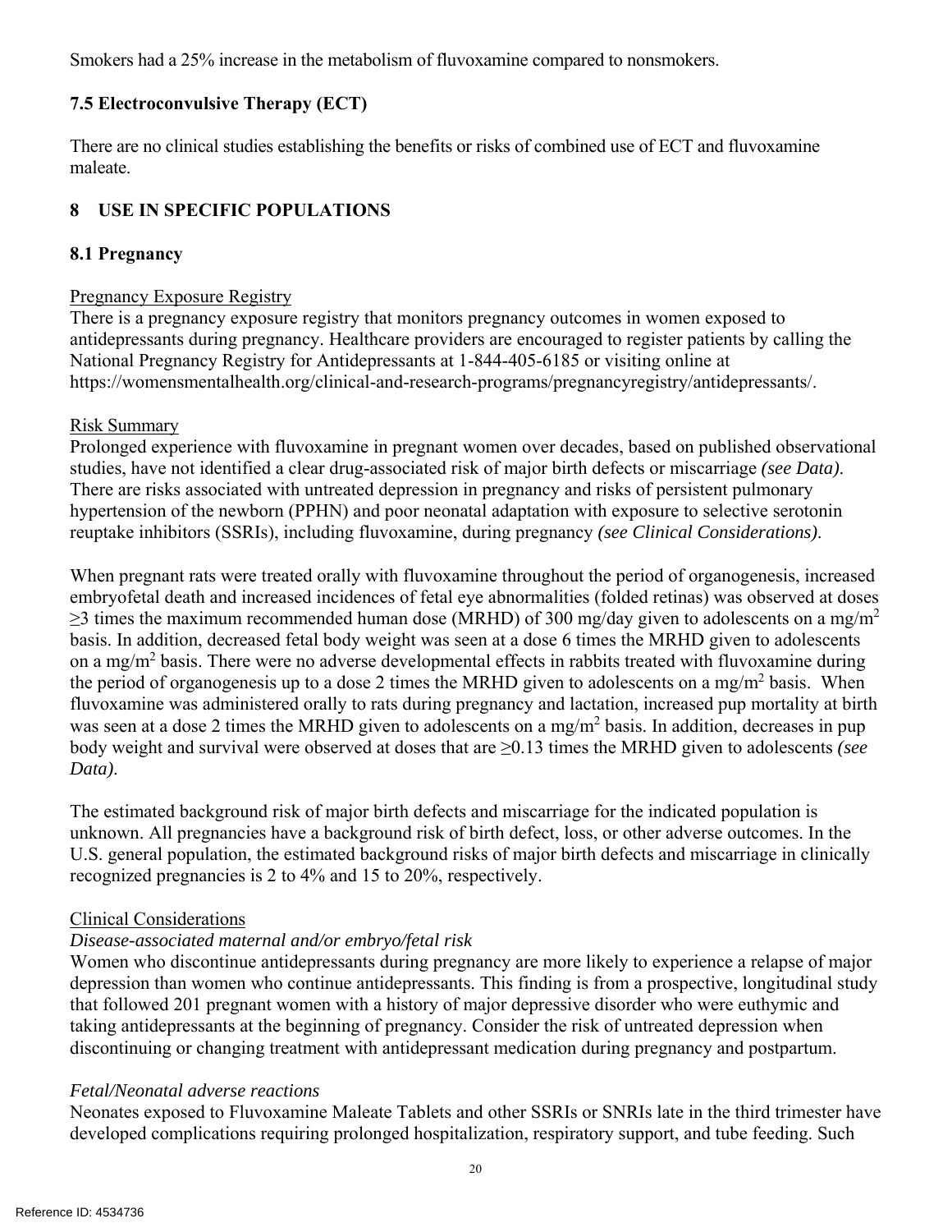Smokers had a 25% increase in the metabolism of fluvoxamine compared to nonsmokers.

### 7.5 Electroconvulsive Therapy (ECT)

There are no clinical studies establishing the benefits or risks of combined use of ECT and fluvoxamine maleate.

## 8 USE IN SPECIFIC POPULATIONS

### 8.1 Pregnancy

Pregnancy Exposure Registry

There is a pregnancy exposure registry that monitors pregnancy outcomes in women exposed to antidepressants during pregnancy. Healthcare providers are encouraged to register patients by calling the National Pregnancy Registry for Antidepressants at 1-844-405-6185 or visiting online at https://womensmentalhealth.org/clinical-and-research-programs/pregnancyregistry/antidepressants/.

Risk Summary

Prolonged experience with fluvoxamine in pregnant women over decades, based on published observational studies, have not identified a clear drug-associated risk of major birth defects or miscarriage *(see Data)*. There are risks associated with untreated depression in pregnancy and risks of persistent pulmonary hypertension of the newborn (PPHN) and poor neonatal adaptation with exposure to selective serotonin reuptake inhibitors (SSRIs), including fluvoxamine, during pregnancy *(see Clinical Considerations)*.

When pregnant rats were treated orally with fluvoxamine throughout the period of organogenesis, increased embryofetal death and increased incidences of fetal eye abnormalities (folded retinas) was observed at doses ≥3 times the maximum recommended human dose (MRHD) of 300 mg/day given to adolescents on a mg/m$^2$ basis. In addition, decreased fetal body weight was seen at a dose 6 times the MRHD given to adolescents on a mg/m$^2$ basis. There were no adverse developmental effects in rabbits treated with fluvoxamine during the period of organogenesis up to a dose 2 times the MRHD given to adolescents on a mg/m$^2$ basis. When fluvoxamine was administered orally to rats during pregnancy and lactation, increased pup mortality at birth was seen at a dose 2 times the MRHD given to adolescents on a mg/m$^2$ basis. In addition, decreases in pup body weight and survival were observed at doses that are ≥0.13 times the MRHD given to adolescents *(see Data)*.

The estimated background risk of major birth defects and miscarriage for the indicated population is unknown. All pregnancies have a background risk of birth defect, loss, or other adverse outcomes. In the U.S. general population, the estimated background risks of major birth defects and miscarriage in clinically recognized pregnancies is 2 to 4% and 15 to 20%, respectively.

Clinical Considerations

*Disease-associated maternal and/or embryo/fetal risk*

Women who discontinue antidepressants during pregnancy are more likely to experience a relapse of major depression than women who continue antidepressants. This finding is from a prospective, longitudinal study that followed 201 pregnant women with a history of major depressive disorder who were euthymic and taking antidepressants at the beginning of pregnancy. Consider the risk of untreated depression when discontinuing or changing treatment with antidepressant medication during pregnancy and postpartum.

*Fetal/Neonatal adverse reactions*

Neonates exposed to Fluvoxamine Maleate Tablets and other SSRIs or SNRIs late in the third trimester have developed complications requiring prolonged hospitalization, respiratory support, and tube feeding. Such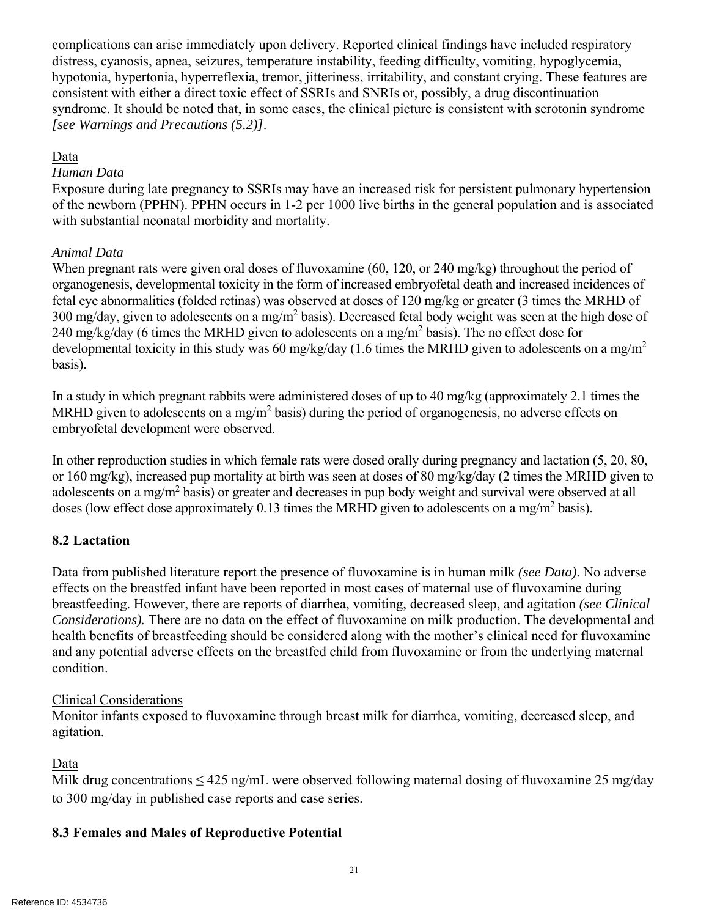complications can arise immediately upon delivery. Reported clinical findings have included respiratory distress, cyanosis, apnea, seizures, temperature instability, feeding difficulty, vomiting, hypoglycemia, hypotonia, hypertonia, hyperreflexia, tremor, jitteriness, irritability, and constant crying. These features are consistent with either a direct toxic effect of SSRIs and SNRIs or, possibly, a drug discontinuation syndrome. It should be noted that, in some cases, the clinical picture is consistent with serotonin syndrome *[see Warnings and Precautions (5.2)]*.

Data

*Human Data*

Exposure during late pregnancy to SSRIs may have an increased risk for persistent pulmonary hypertension of the newborn (PPHN). PPHN occurs in 1-2 per 1000 live births in the general population and is associated with substantial neonatal morbidity and mortality.

*Animal Data*

When pregnant rats were given oral doses of fluvoxamine (60, 120, or 240 mg/kg) throughout the period of organogenesis, developmental toxicity in the form of increased embryofetal death and increased incidences of fetal eye abnormalities (folded retinas) was observed at doses of 120 mg/kg or greater (3 times the MRHD of 300 mg/day, given to adolescents on a mg/$m^2$ basis). Decreased fetal body weight was seen at the high dose of 240 mg/kg/day (6 times the MRHD given to adolescents on a mg/$m^2$ basis). The no effect dose for developmental toxicity in this study was 60 mg/kg/day (1.6 times the MRHD given to adolescents on a mg/$m^2$ basis).

In a study in which pregnant rabbits were administered doses of up to 40 mg/kg (approximately 2.1 times the MRHD given to adolescents on a mg/$m^2$ basis) during the period of organogenesis, no adverse effects on embryofetal development were observed.

In other reproduction studies in which female rats were dosed orally during pregnancy and lactation (5, 20, 80, or 160 mg/kg), increased pup mortality at birth was seen at doses of 80 mg/kg/day (2 times the MRHD given to adolescents on a mg/$m^2$ basis) or greater and decreases in pup body weight and survival were observed at all doses (low effect dose approximately 0.13 times the MRHD given to adolescents on a mg/$m^2$ basis).

## 8.2 Lactation

Data from published literature report the presence of fluvoxamine is in human milk *(see Data)*. No adverse effects on the breastfed infant have been reported in most cases of maternal use of fluvoxamine during breastfeeding. However, there are reports of diarrhea, vomiting, decreased sleep, and agitation *(see Clinical Considerations).* There are no data on the effect of fluvoxamine on milk production. The developmental and health benefits of breastfeeding should be considered along with the mother's clinical need for fluvoxamine and any potential adverse effects on the breastfed child from fluvoxamine or from the underlying maternal condition.

Clinical Considerations

Monitor infants exposed to fluvoxamine through breast milk for diarrhea, vomiting, decreased sleep, and agitation.

Data

Milk drug concentrations $\leq$ 425 ng/mL were observed following maternal dosing of fluvoxamine 25 mg/day to 300 mg/day in published case reports and case series.

## 8.3 Females and Males of Reproductive Potential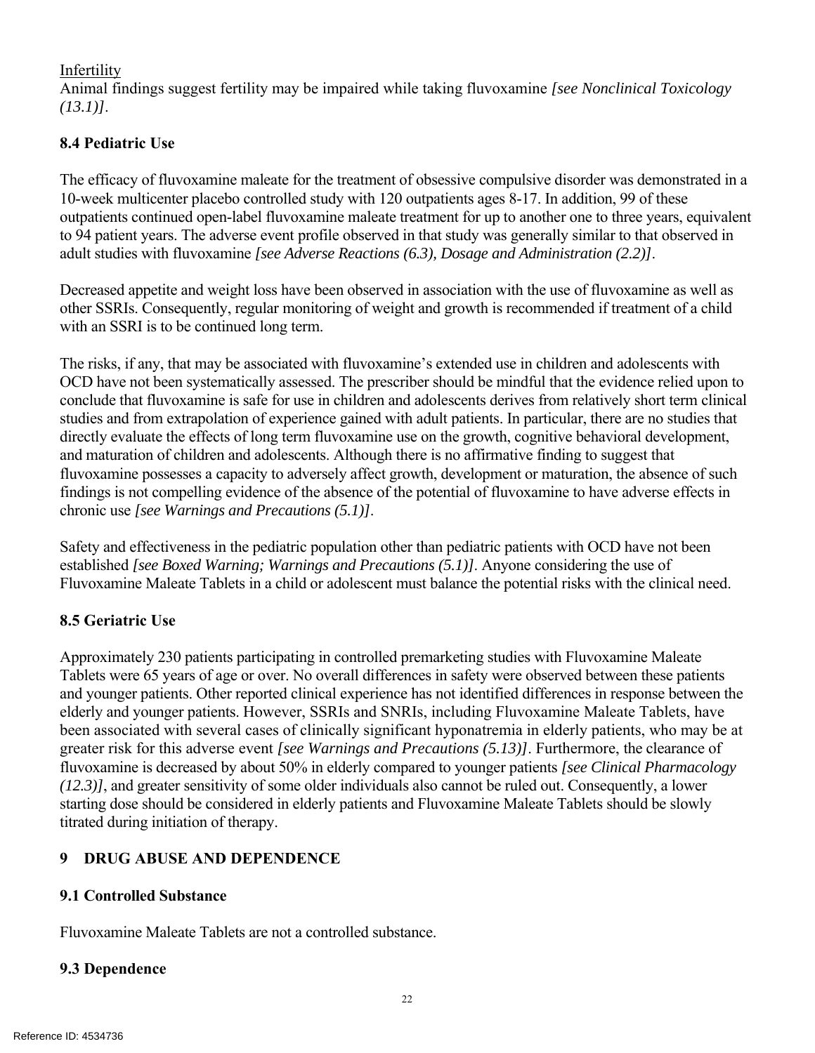Infertility

Animal findings suggest fertility may be impaired while taking fluvoxamine *[see Nonclinical Toxicology (13.1)]*.

### 8.4 Pediatric Use

The efficacy of fluvoxamine maleate for the treatment of obsessive compulsive disorder was demonstrated in a 10-week multicenter placebo controlled study with 120 outpatients ages 8-17. In addition, 99 of these outpatients continued open-label fluvoxamine maleate treatment for up to another one to three years, equivalent to 94 patient years. The adverse event profile observed in that study was generally similar to that observed in adult studies with fluvoxamine *[see Adverse Reactions (6.3), Dosage and Administration (2.2)]*.

Decreased appetite and weight loss have been observed in association with the use of fluvoxamine as well as other SSRIs. Consequently, regular monitoring of weight and growth is recommended if treatment of a child with an SSRI is to be continued long term.

The risks, if any, that may be associated with fluvoxamine's extended use in children and adolescents with OCD have not been systematically assessed. The prescriber should be mindful that the evidence relied upon to conclude that fluvoxamine is safe for use in children and adolescents derives from relatively short term clinical studies and from extrapolation of experience gained with adult patients. In particular, there are no studies that directly evaluate the effects of long term fluvoxamine use on the growth, cognitive behavioral development, and maturation of children and adolescents. Although there is no affirmative finding to suggest that fluvoxamine possesses a capacity to adversely affect growth, development or maturation, the absence of such findings is not compelling evidence of the absence of the potential of fluvoxamine to have adverse effects in chronic use *[see Warnings and Precautions (5.1)]*.

Safety and effectiveness in the pediatric population other than pediatric patients with OCD have not been established *[see Boxed Warning; Warnings and Precautions (5.1)]*. Anyone considering the use of Fluvoxamine Maleate Tablets in a child or adolescent must balance the potential risks with the clinical need.

### 8.5 Geriatric Use

Approximately 230 patients participating in controlled premarketing studies with Fluvoxamine Maleate Tablets were 65 years of age or over. No overall differences in safety were observed between these patients and younger patients. Other reported clinical experience has not identified differences in response between the elderly and younger patients. However, SSRIs and SNRIs, including Fluvoxamine Maleate Tablets, have been associated with several cases of clinically significant hyponatremia in elderly patients, who may be at greater risk for this adverse event *[see Warnings and Precautions (5.13)]*. Furthermore, the clearance of fluvoxamine is decreased by about 50% in elderly compared to younger patients *[see Clinical Pharmacology (12.3)]*, and greater sensitivity of some older individuals also cannot be ruled out. Consequently, a lower starting dose should be considered in elderly patients and Fluvoxamine Maleate Tablets should be slowly titrated during initiation of therapy.

## 9 DRUG ABUSE AND DEPENDENCE

### 9.1 Controlled Substance

Fluvoxamine Maleate Tablets are not a controlled substance.

### 9.3 Dependence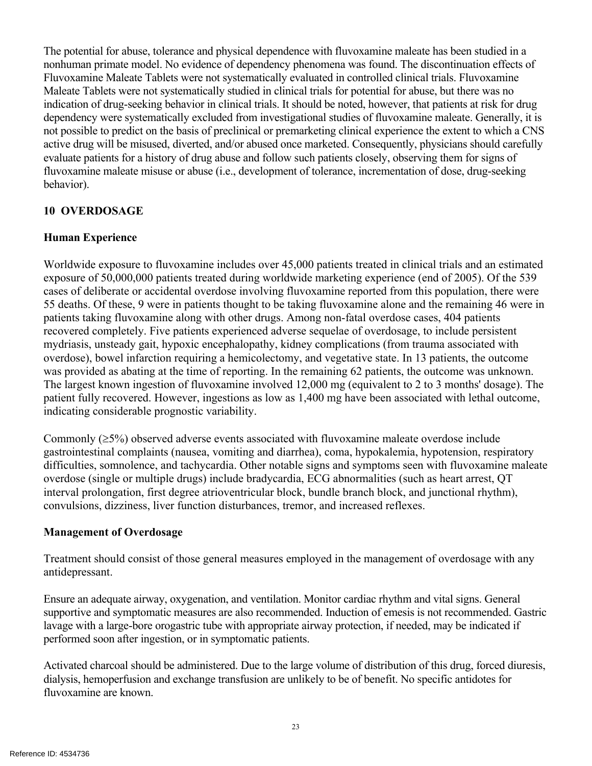The potential for abuse, tolerance and physical dependence with fluvoxamine maleate has been studied in a nonhuman primate model. No evidence of dependency phenomena was found. The discontinuation effects of Fluvoxamine Maleate Tablets were not systematically evaluated in controlled clinical trials. Fluvoxamine Maleate Tablets were not systematically studied in clinical trials for potential for abuse, but there was no indication of drug-seeking behavior in clinical trials. It should be noted, however, that patients at risk for drug dependency were systematically excluded from investigational studies of fluvoxamine maleate. Generally, it is not possible to predict on the basis of preclinical or premarketing clinical experience the extent to which a CNS active drug will be misused, diverted, and/or abused once marketed. Consequently, physicians should carefully evaluate patients for a history of drug abuse and follow such patients closely, observing them for signs of fluvoxamine maleate misuse or abuse (i.e., development of tolerance, incrementation of dose, drug-seeking behavior).

## 10 OVERDOSAGE

### Human Experience

Worldwide exposure to fluvoxamine includes over 45,000 patients treated in clinical trials and an estimated exposure of 50,000,000 patients treated during worldwide marketing experience (end of 2005). Of the 539 cases of deliberate or accidental overdose involving fluvoxamine reported from this population, there were 55 deaths. Of these, 9 were in patients thought to be taking fluvoxamine alone and the remaining 46 were in patients taking fluvoxamine along with other drugs. Among non-fatal overdose cases, 404 patients recovered completely. Five patients experienced adverse sequelae of overdosage, to include persistent mydriasis, unsteady gait, hypoxic encephalopathy, kidney complications (from trauma associated with overdose), bowel infarction requiring a hemicolectomy, and vegetative state. In 13 patients, the outcome was provided as abating at the time of reporting. In the remaining 62 patients, the outcome was unknown. The largest known ingestion of fluvoxamine involved 12,000 mg (equivalent to 2 to 3 months' dosage). The patient fully recovered. However, ingestions as low as 1,400 mg have been associated with lethal outcome, indicating considerable prognostic variability.

Commonly ($\geq$5%) observed adverse events associated with fluvoxamine maleate overdose include gastrointestinal complaints (nausea, vomiting and diarrhea), coma, hypokalemia, hypotension, respiratory difficulties, somnolence, and tachycardia. Other notable signs and symptoms seen with fluvoxamine maleate overdose (single or multiple drugs) include bradycardia, ECG abnormalities (such as heart arrest, QT interval prolongation, first degree atrioventricular block, bundle branch block, and junctional rhythm), convulsions, dizziness, liver function disturbances, tremor, and increased reflexes.

### Management of Overdosage

Treatment should consist of those general measures employed in the management of overdosage with any antidepressant.

Ensure an adequate airway, oxygenation, and ventilation. Monitor cardiac rhythm and vital signs. General supportive and symptomatic measures are also recommended. Induction of emesis is not recommended. Gastric lavage with a large-bore orogastric tube with appropriate airway protection, if needed, may be indicated if performed soon after ingestion, or in symptomatic patients.

Activated charcoal should be administered. Due to the large volume of distribution of this drug, forced diuresis, dialysis, hemoperfusion and exchange transfusion are unlikely to be of benefit. No specific antidotes for fluvoxamine are known.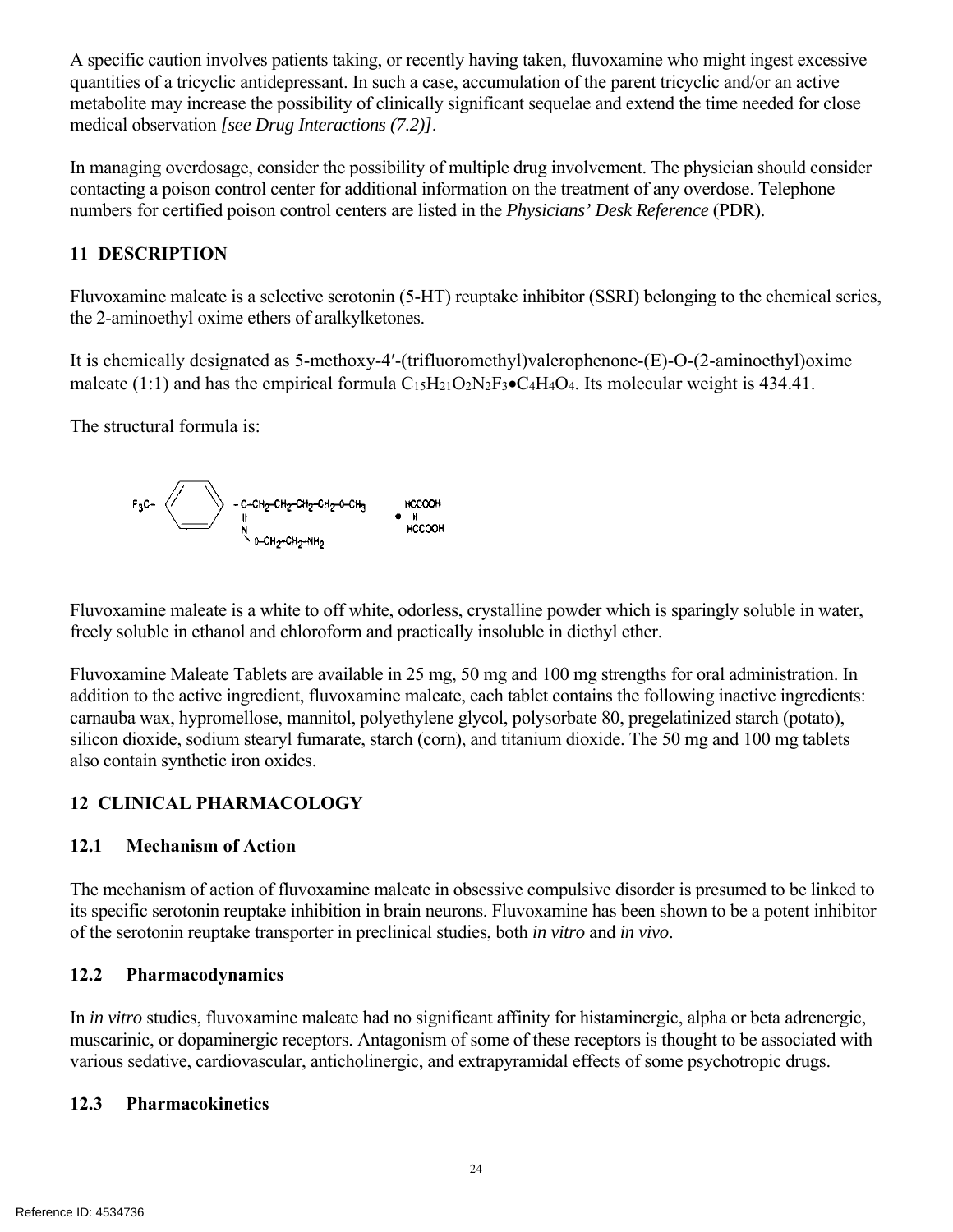A specific caution involves patients taking, or recently having taken, fluvoxamine who might ingest excessive quantities of a tricyclic antidepressant. In such a case, accumulation of the parent tricyclic and/or an active metabolite may increase the possibility of clinically significant sequelae and extend the time needed for close medical observation *[see Drug Interactions (7.2)]*.

In managing overdosage, consider the possibility of multiple drug involvement. The physician should consider contacting a poison control center for additional information on the treatment of any overdose. Telephone numbers for certified poison control centers are listed in the *Physicians' Desk Reference* (PDR).

## 11 DESCRIPTION

Fluvoxamine maleate is a selective serotonin (5-HT) reuptake inhibitor (SSRI) belonging to the chemical series, the 2-aminoethyl oxime ethers of aralkylketones.

It is chemically designated as 5-methoxy-4′-(trifluoromethyl)valerophenone-(E)-O-(2-aminoethyl)oxime maleate (1:1) and has the empirical formula $C_{15}H_{21}O_2N_2F_3 \bullet C_4H_4O_4$. Its molecular weight is 434.41.

The structural formula is:

$F_3C-$ [benzene ring] $-C(=N-O-CH_2-CH_2-NH_2)-CH_2-CH_2-CH_2-CH_2-O-CH_3 \bullet HCCOOH \| HCCOOH$

Fluvoxamine maleate is a white to off white, odorless, crystalline powder which is sparingly soluble in water, freely soluble in ethanol and chloroform and practically insoluble in diethyl ether.

Fluvoxamine Maleate Tablets are available in 25 mg, 50 mg and 100 mg strengths for oral administration. In addition to the active ingredient, fluvoxamine maleate, each tablet contains the following inactive ingredients: carnauba wax, hypromellose, mannitol, polyethylene glycol, polysorbate 80, pregelatinized starch (potato), silicon dioxide, sodium stearyl fumarate, starch (corn), and titanium dioxide. The 50 mg and 100 mg tablets also contain synthetic iron oxides.

## 12 CLINICAL PHARMACOLOGY

### 12.1 Mechanism of Action

The mechanism of action of fluvoxamine maleate in obsessive compulsive disorder is presumed to be linked to its specific serotonin reuptake inhibition in brain neurons. Fluvoxamine has been shown to be a potent inhibitor of the serotonin reuptake transporter in preclinical studies, both *in vitro* and *in vivo*.

### 12.2 Pharmacodynamics

In *in vitro* studies, fluvoxamine maleate had no significant affinity for histaminergic, alpha or beta adrenergic, muscarinic, or dopaminergic receptors. Antagonism of some of these receptors is thought to be associated with various sedative, cardiovascular, anticholinergic, and extrapyramidal effects of some psychotropic drugs.

### 12.3 Pharmacokinetics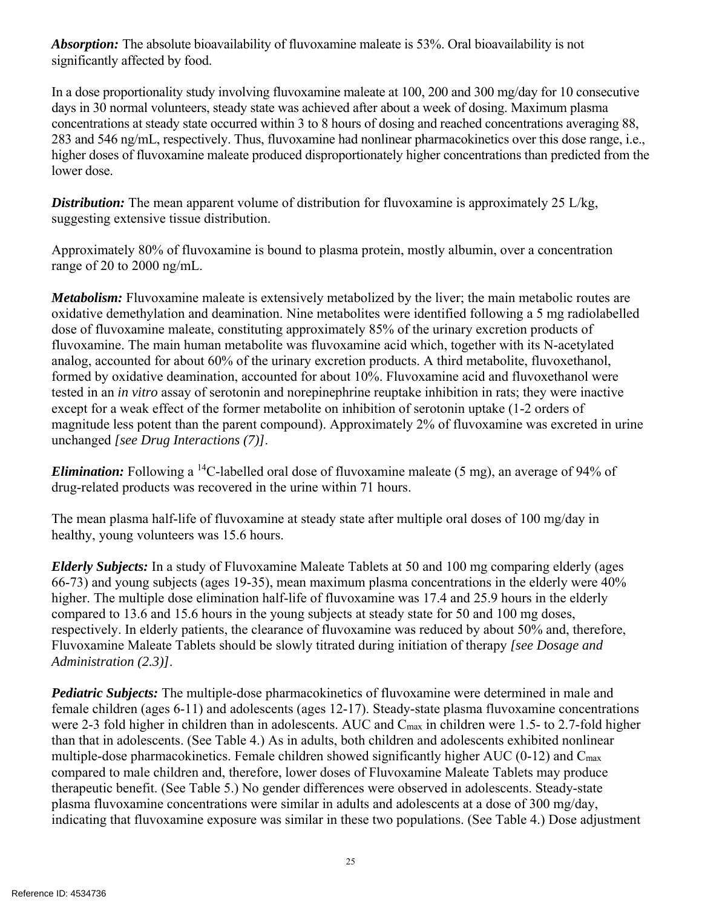***Absorption:*** The absolute bioavailability of fluvoxamine maleate is 53%. Oral bioavailability is not significantly affected by food.

In a dose proportionality study involving fluvoxamine maleate at 100, 200 and 300 mg/day for 10 consecutive days in 30 normal volunteers, steady state was achieved after about a week of dosing. Maximum plasma concentrations at steady state occurred within 3 to 8 hours of dosing and reached concentrations averaging 88, 283 and 546 ng/mL, respectively. Thus, fluvoxamine had nonlinear pharmacokinetics over this dose range, i.e., higher doses of fluvoxamine maleate produced disproportionately higher concentrations than predicted from the lower dose.

***Distribution:*** The mean apparent volume of distribution for fluvoxamine is approximately 25 L/kg, suggesting extensive tissue distribution.

Approximately 80% of fluvoxamine is bound to plasma protein, mostly albumin, over a concentration range of 20 to 2000 ng/mL.

***Metabolism:*** Fluvoxamine maleate is extensively metabolized by the liver; the main metabolic routes are oxidative demethylation and deamination. Nine metabolites were identified following a 5 mg radiolabelled dose of fluvoxamine maleate, constituting approximately 85% of the urinary excretion products of fluvoxamine. The main human metabolite was fluvoxamine acid which, together with its N-acetylated analog, accounted for about 60% of the urinary excretion products. A third metabolite, fluvoxethanol, formed by oxidative deamination, accounted for about 10%. Fluvoxamine acid and fluvoxethanol were tested in an *in vitro* assay of serotonin and norepinephrine reuptake inhibition in rats; they were inactive except for a weak effect of the former metabolite on inhibition of serotonin uptake (1-2 orders of magnitude less potent than the parent compound). Approximately 2% of fluvoxamine was excreted in urine unchanged *[see Drug Interactions (7)]*.

***Elimination:*** Following a $^{14}C$-labelled oral dose of fluvoxamine maleate (5 mg), an average of 94% of drug-related products was recovered in the urine within 71 hours.

The mean plasma half-life of fluvoxamine at steady state after multiple oral doses of 100 mg/day in healthy, young volunteers was 15.6 hours.

***Elderly Subjects:*** In a study of Fluvoxamine Maleate Tablets at 50 and 100 mg comparing elderly (ages 66-73) and young subjects (ages 19-35), mean maximum plasma concentrations in the elderly were 40% higher. The multiple dose elimination half-life of fluvoxamine was 17.4 and 25.9 hours in the elderly compared to 13.6 and 15.6 hours in the young subjects at steady state for 50 and 100 mg doses, respectively. In elderly patients, the clearance of fluvoxamine was reduced by about 50% and, therefore, Fluvoxamine Maleate Tablets should be slowly titrated during initiation of therapy *[see Dosage and Administration (2.3)]*.

***Pediatric Subjects:*** The multiple-dose pharmacokinetics of fluvoxamine were determined in male and female children (ages 6-11) and adolescents (ages 12-17). Steady-state plasma fluvoxamine concentrations were 2-3 fold higher in children than in adolescents. AUC and $C_{max}$ in children were 1.5- to 2.7-fold higher than that in adolescents. (See Table 4.) As in adults, both children and adolescents exhibited nonlinear multiple-dose pharmacokinetics. Female children showed significantly higher AUC (0-12) and $C_{max}$ compared to male children and, therefore, lower doses of Fluvoxamine Maleate Tablets may produce therapeutic benefit. (See Table 5.) No gender differences were observed in adolescents. Steady-state plasma fluvoxamine concentrations were similar in adults and adolescents at a dose of 300 mg/day, indicating that fluvoxamine exposure was similar in these two populations. (See Table 4.) Dose adjustment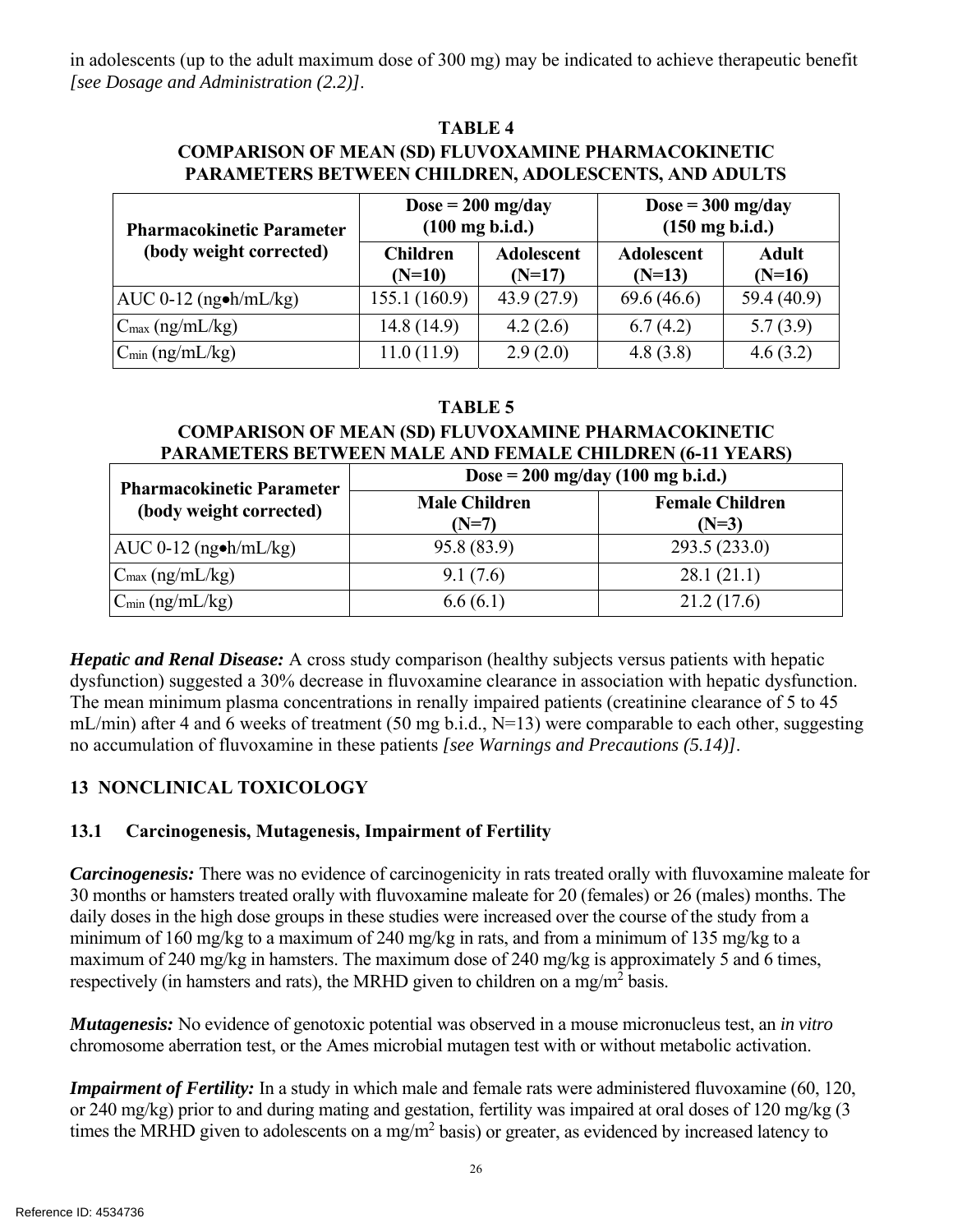in adolescents (up to the adult maximum dose of 300 mg) may be indicated to achieve therapeutic benefit *[see Dosage and Administration (2.2)]*.

**TABLE 4**
**COMPARISON OF MEAN (SD) FLUVOXAMINE PHARMACOKINETIC PARAMETERS BETWEEN CHILDREN, ADOLESCENTS, AND ADULTS**

| Pharmacokinetic Parameter (body weight corrected) | Dose = 200 mg/day (100 mg b.i.d.) | | Dose = 300 mg/day (150 mg b.i.d.) | |
|---|---|---|---|---|
| | Children (N=10) | Adolescent (N=17) | Adolescent (N=13) | Adult (N=16) |
| AUC 0-12 (ng•h/mL/kg) | 155.1 (160.9) | 43.9 (27.9) | 69.6 (46.6) | 59.4 (40.9) |
| $C_{max}$ (ng/mL/kg) | 14.8 (14.9) | 4.2 (2.6) | 6.7 (4.2) | 5.7 (3.9) |
| $C_{min}$ (ng/mL/kg) | 11.0 (11.9) | 2.9 (2.0) | 4.8 (3.8) | 4.6 (3.2) |

**TABLE 5**
**COMPARISON OF MEAN (SD) FLUVOXAMINE PHARMACOKINETIC PARAMETERS BETWEEN MALE AND FEMALE CHILDREN (6-11 YEARS)**

| Pharmacokinetic Parameter (body weight corrected) | Dose = 200 mg/day (100 mg b.i.d.) | |
|---|---|---|
| | Male Children (N=7) | Female Children (N=3) |
| AUC 0-12 (ng•h/mL/kg) | 95.8 (83.9) | 293.5 (233.0) |
| $C_{max}$ (ng/mL/kg) | 9.1 (7.6) | 28.1 (21.1) |
| $C_{min}$ (ng/mL/kg) | 6.6 (6.1) | 21.2 (17.6) |

***Hepatic and Renal Disease:*** A cross study comparison (healthy subjects versus patients with hepatic dysfunction) suggested a 30% decrease in fluvoxamine clearance in association with hepatic dysfunction. The mean minimum plasma concentrations in renally impaired patients (creatinine clearance of 5 to 45 mL/min) after 4 and 6 weeks of treatment (50 mg b.i.d., N=13) were comparable to each other, suggesting no accumulation of fluvoxamine in these patients *[see Warnings and Precautions (5.14)]*.

## 13 NONCLINICAL TOXICOLOGY

### 13.1 Carcinogenesis, Mutagenesis, Impairment of Fertility

***Carcinogenesis:*** There was no evidence of carcinogenicity in rats treated orally with fluvoxamine maleate for 30 months or hamsters treated orally with fluvoxamine maleate for 20 (females) or 26 (males) months. The daily doses in the high dose groups in these studies were increased over the course of the study from a minimum of 160 mg/kg to a maximum of 240 mg/kg in rats, and from a minimum of 135 mg/kg to a maximum of 240 mg/kg in hamsters. The maximum dose of 240 mg/kg is approximately 5 and 6 times, respectively (in hamsters and rats), the MRHD given to children on a mg/m$^2$ basis.

***Mutagenesis:*** No evidence of genotoxic potential was observed in a mouse micronucleus test, an *in vitro* chromosome aberration test, or the Ames microbial mutagen test with or without metabolic activation.

***Impairment of Fertility:*** In a study in which male and female rats were administered fluvoxamine (60, 120, or 240 mg/kg) prior to and during mating and gestation, fertility was impaired at oral doses of 120 mg/kg (3 times the MRHD given to adolescents on a mg/m$^2$ basis) or greater, as evidenced by increased latency to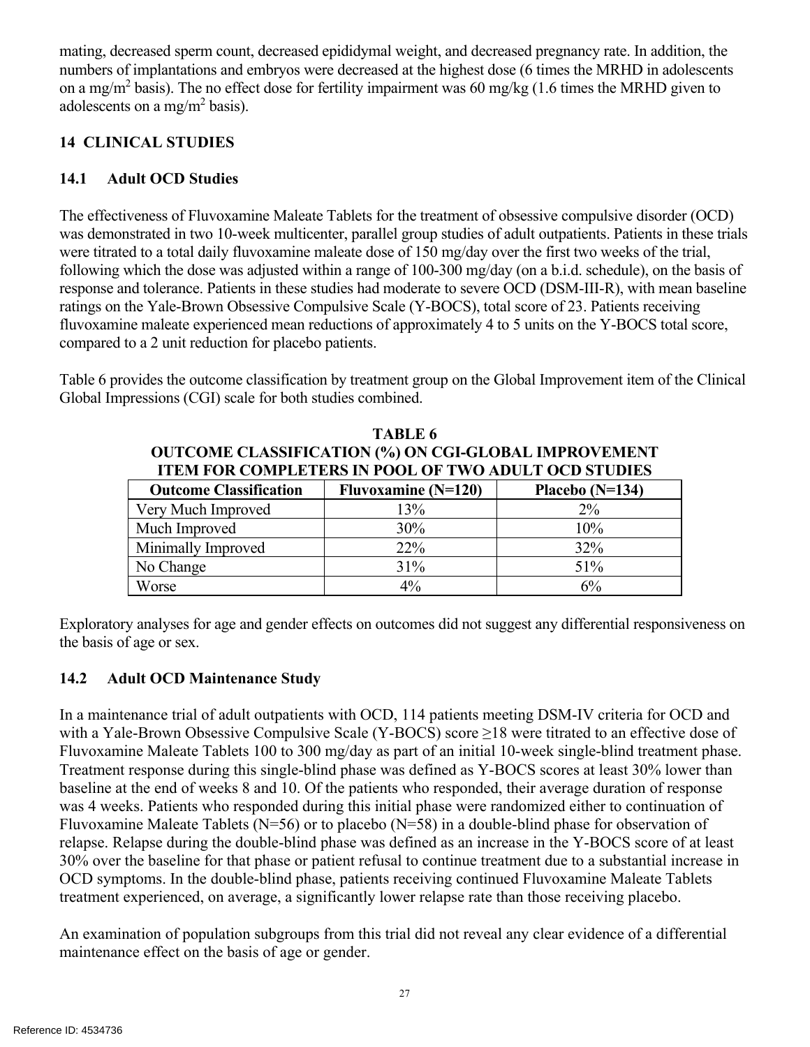mating, decreased sperm count, decreased epididymal weight, and decreased pregnancy rate. In addition, the numbers of implantations and embryos were decreased at the highest dose (6 times the MRHD in adolescents on a mg/m$^2$ basis). The no effect dose for fertility impairment was 60 mg/kg (1.6 times the MRHD given to adolescents on a mg/m$^2$ basis).

## 14 CLINICAL STUDIES

### 14.1 Adult OCD Studies

The effectiveness of Fluvoxamine Maleate Tablets for the treatment of obsessive compulsive disorder (OCD) was demonstrated in two 10-week multicenter, parallel group studies of adult outpatients. Patients in these trials were titrated to a total daily fluvoxamine maleate dose of 150 mg/day over the first two weeks of the trial, following which the dose was adjusted within a range of 100-300 mg/day (on a b.i.d. schedule), on the basis of response and tolerance. Patients in these studies had moderate to severe OCD (DSM-III-R), with mean baseline ratings on the Yale-Brown Obsessive Compulsive Scale (Y-BOCS), total score of 23. Patients receiving fluvoxamine maleate experienced mean reductions of approximately 4 to 5 units on the Y-BOCS total score, compared to a 2 unit reduction for placebo patients.

Table 6 provides the outcome classification by treatment group on the Global Improvement item of the Clinical Global Impressions (CGI) scale for both studies combined.

**TABLE 6**
**OUTCOME CLASSIFICATION (%) ON CGI-GLOBAL IMPROVEMENT ITEM FOR COMPLETERS IN POOL OF TWO ADULT OCD STUDIES**

| Outcome Classification | Fluvoxamine (N=120) | Placebo (N=134) |
|---|---|---|
| Very Much Improved | 13% | 2% |
| Much Improved | 30% | 10% |
| Minimally Improved | 22% | 32% |
| No Change | 31% | 51% |
| Worse | 4% | 6% |

Exploratory analyses for age and gender effects on outcomes did not suggest any differential responsiveness on the basis of age or sex.

### 14.2 Adult OCD Maintenance Study

In a maintenance trial of adult outpatients with OCD, 114 patients meeting DSM-IV criteria for OCD and with a Yale-Brown Obsessive Compulsive Scale (Y-BOCS) score ≥18 were titrated to an effective dose of Fluvoxamine Maleate Tablets 100 to 300 mg/day as part of an initial 10-week single-blind treatment phase. Treatment response during this single-blind phase was defined as Y-BOCS scores at least 30% lower than baseline at the end of weeks 8 and 10. Of the patients who responded, their average duration of response was 4 weeks. Patients who responded during this initial phase were randomized either to continuation of Fluvoxamine Maleate Tablets (N=56) or to placebo (N=58) in a double-blind phase for observation of relapse. Relapse during the double-blind phase was defined as an increase in the Y-BOCS score of at least 30% over the baseline for that phase or patient refusal to continue treatment due to a substantial increase in OCD symptoms. In the double-blind phase, patients receiving continued Fluvoxamine Maleate Tablets treatment experienced, on average, a significantly lower relapse rate than those receiving placebo.

An examination of population subgroups from this trial did not reveal any clear evidence of a differential maintenance effect on the basis of age or gender.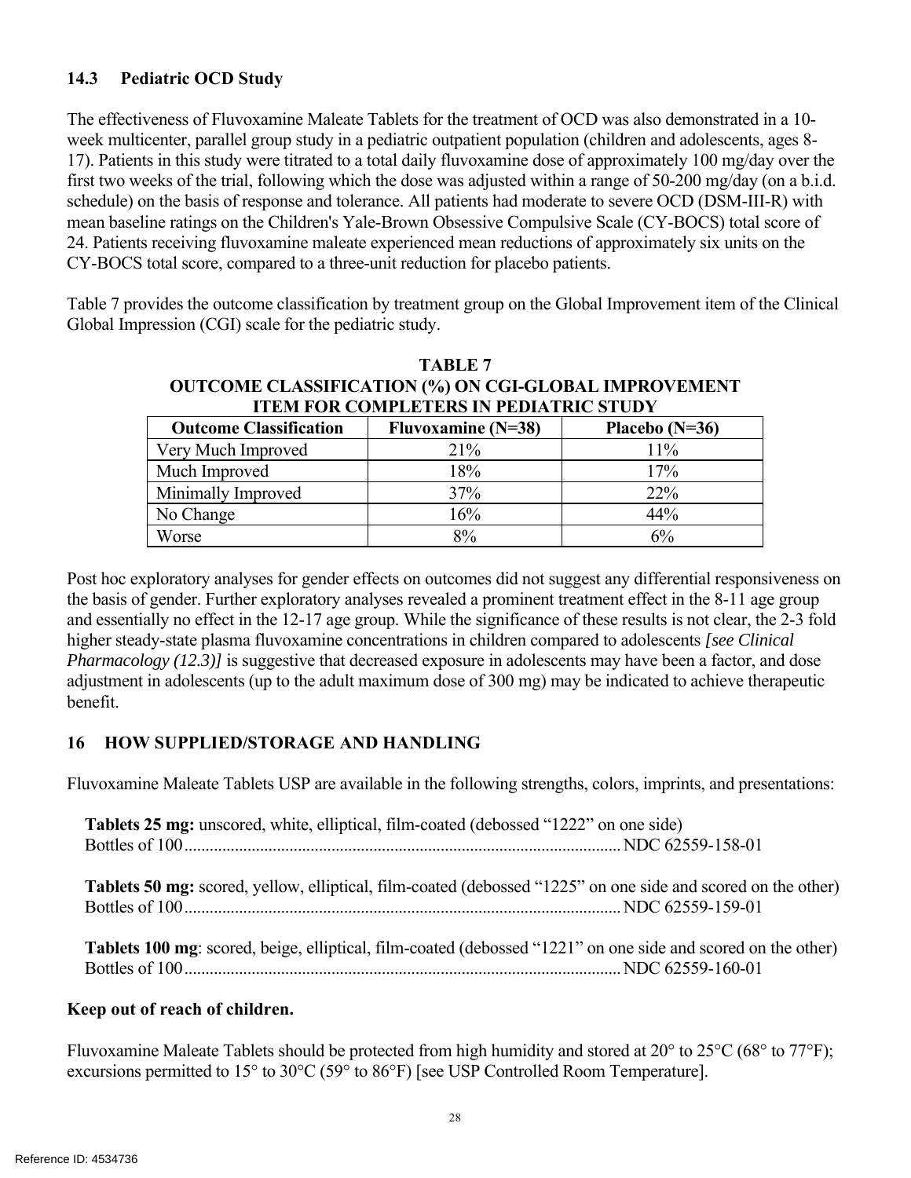### 14.3 Pediatric OCD Study

The effectiveness of Fluvoxamine Maleate Tablets for the treatment of OCD was also demonstrated in a 10-week multicenter, parallel group study in a pediatric outpatient population (children and adolescents, ages 8-17). Patients in this study were titrated to a total daily fluvoxamine dose of approximately 100 mg/day over the first two weeks of the trial, following which the dose was adjusted within a range of 50-200 mg/day (on a b.i.d. schedule) on the basis of response and tolerance. All patients had moderate to severe OCD (DSM-III-R) with mean baseline ratings on the Children's Yale-Brown Obsessive Compulsive Scale (CY-BOCS) total score of 24. Patients receiving fluvoxamine maleate experienced mean reductions of approximately six units on the CY-BOCS total score, compared to a three-unit reduction for placebo patients.

Table 7 provides the outcome classification by treatment group on the Global Improvement item of the Clinical Global Impression (CGI) scale for the pediatric study.

**TABLE 7**
**OUTCOME CLASSIFICATION (%) ON CGI-GLOBAL IMPROVEMENT ITEM FOR COMPLETERS IN PEDIATRIC STUDY**

| Outcome Classification | Fluvoxamine (N=38) | Placebo (N=36) |
|---|---|---|
| Very Much Improved | 21% | 11% |
| Much Improved | 18% | 17% |
| Minimally Improved | 37% | 22% |
| No Change | 16% | 44% |
| Worse | 8% | 6% |

Post hoc exploratory analyses for gender effects on outcomes did not suggest any differential responsiveness on the basis of gender. Further exploratory analyses revealed a prominent treatment effect in the 8-11 age group and essentially no effect in the 12-17 age group. While the significance of these results is not clear, the 2-3 fold higher steady-state plasma fluvoxamine concentrations in children compared to adolescents *[see Clinical Pharmacology (12.3)]* is suggestive that decreased exposure in adolescents may have been a factor, and dose adjustment in adolescents (up to the adult maximum dose of 300 mg) may be indicated to achieve therapeutic benefit.

## 16 HOW SUPPLIED/STORAGE AND HANDLING

Fluvoxamine Maleate Tablets USP are available in the following strengths, colors, imprints, and presentations:

**Tablets 25 mg:** unscored, white, elliptical, film-coated (debossed "1222" on one side)
Bottles of 100.......................................................................................... NDC 62559-158-01

**Tablets 50 mg:** scored, yellow, elliptical, film-coated (debossed "1225" on one side and scored on the other)
Bottles of 100.......................................................................................... NDC 62559-159-01

**Tablets 100 mg**: scored, beige, elliptical, film-coated (debossed "1221" on one side and scored on the other)
Bottles of 100.......................................................................................... NDC 62559-160-01

**Keep out of reach of children.**

Fluvoxamine Maleate Tablets should be protected from high humidity and stored at 20° to 25°C (68° to 77°F); excursions permitted to 15° to 30°C (59° to 86°F) [see USP Controlled Room Temperature].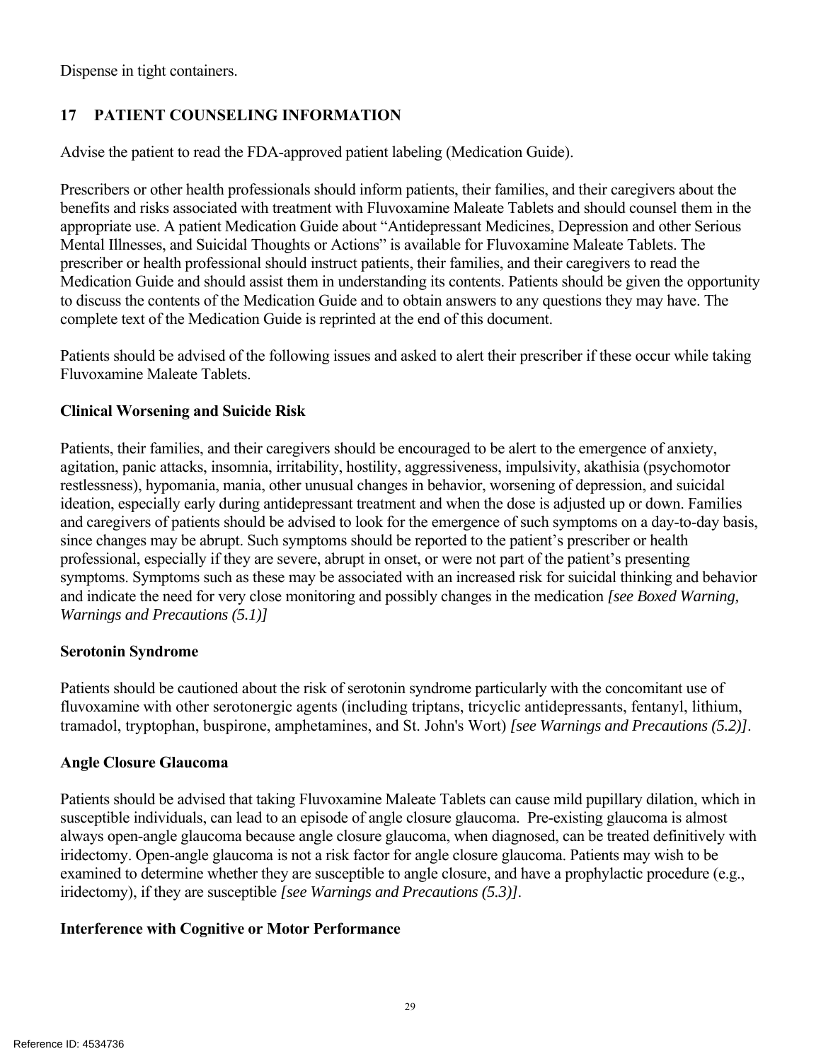Dispense in tight containers.

## 17 PATIENT COUNSELING INFORMATION

Advise the patient to read the FDA-approved patient labeling (Medication Guide).

Prescribers or other health professionals should inform patients, their families, and their caregivers about the benefits and risks associated with treatment with Fluvoxamine Maleate Tablets and should counsel them in the appropriate use. A patient Medication Guide about "Antidepressant Medicines, Depression and other Serious Mental Illnesses, and Suicidal Thoughts or Actions" is available for Fluvoxamine Maleate Tablets. The prescriber or health professional should instruct patients, their families, and their caregivers to read the Medication Guide and should assist them in understanding its contents. Patients should be given the opportunity to discuss the contents of the Medication Guide and to obtain answers to any questions they may have. The complete text of the Medication Guide is reprinted at the end of this document.

Patients should be advised of the following issues and asked to alert their prescriber if these occur while taking Fluvoxamine Maleate Tablets.

### Clinical Worsening and Suicide Risk

Patients, their families, and their caregivers should be encouraged to be alert to the emergence of anxiety, agitation, panic attacks, insomnia, irritability, hostility, aggressiveness, impulsivity, akathisia (psychomotor restlessness), hypomania, mania, other unusual changes in behavior, worsening of depression, and suicidal ideation, especially early during antidepressant treatment and when the dose is adjusted up or down. Families and caregivers of patients should be advised to look for the emergence of such symptoms on a day-to-day basis, since changes may be abrupt. Such symptoms should be reported to the patient's prescriber or health professional, especially if they are severe, abrupt in onset, or were not part of the patient's presenting symptoms. Symptoms such as these may be associated with an increased risk for suicidal thinking and behavior and indicate the need for very close monitoring and possibly changes in the medication *[see Boxed Warning, Warnings and Precautions (5.1)]*

### Serotonin Syndrome

Patients should be cautioned about the risk of serotonin syndrome particularly with the concomitant use of fluvoxamine with other serotonergic agents (including triptans, tricyclic antidepressants, fentanyl, lithium, tramadol, tryptophan, buspirone, amphetamines, and St. John's Wort) *[see Warnings and Precautions (5.2)]*.

### Angle Closure Glaucoma

Patients should be advised that taking Fluvoxamine Maleate Tablets can cause mild pupillary dilation, which in susceptible individuals, can lead to an episode of angle closure glaucoma. Pre-existing glaucoma is almost always open-angle glaucoma because angle closure glaucoma, when diagnosed, can be treated definitively with iridectomy. Open-angle glaucoma is not a risk factor for angle closure glaucoma. Patients may wish to be examined to determine whether they are susceptible to angle closure, and have a prophylactic procedure (e.g., iridectomy), if they are susceptible *[see Warnings and Precautions (5.3)]*.

### Interference with Cognitive or Motor Performance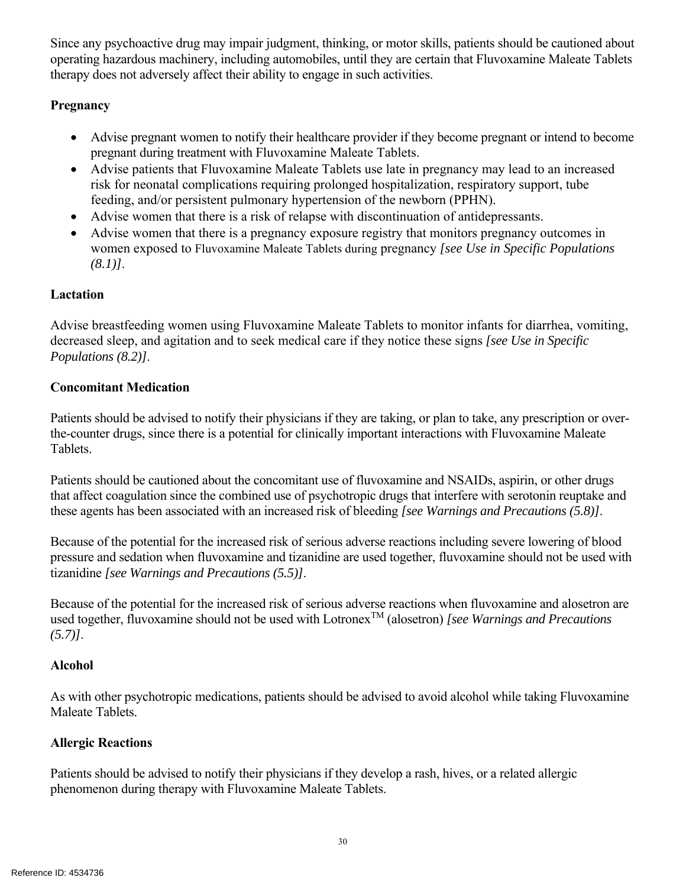Since any psychoactive drug may impair judgment, thinking, or motor skills, patients should be cautioned about operating hazardous machinery, including automobiles, until they are certain that Fluvoxamine Maleate Tablets therapy does not adversely affect their ability to engage in such activities.

**Pregnancy**

- Advise pregnant women to notify their healthcare provider if they become pregnant or intend to become pregnant during treatment with Fluvoxamine Maleate Tablets.
- Advise patients that Fluvoxamine Maleate Tablets use late in pregnancy may lead to an increased risk for neonatal complications requiring prolonged hospitalization, respiratory support, tube feeding, and/or persistent pulmonary hypertension of the newborn (PPHN).
- Advise women that there is a risk of relapse with discontinuation of antidepressants.
- Advise women that there is a pregnancy exposure registry that monitors pregnancy outcomes in women exposed to Fluvoxamine Maleate Tablets during pregnancy *[see Use in Specific Populations (8.1)]*.

**Lactation**

Advise breastfeeding women using Fluvoxamine Maleate Tablets to monitor infants for diarrhea, vomiting, decreased sleep, and agitation and to seek medical care if they notice these signs *[see Use in Specific Populations (8.2)]*.

**Concomitant Medication**

Patients should be advised to notify their physicians if they are taking, or plan to take, any prescription or over-the-counter drugs, since there is a potential for clinically important interactions with Fluvoxamine Maleate Tablets.

Patients should be cautioned about the concomitant use of fluvoxamine and NSAIDs, aspirin, or other drugs that affect coagulation since the combined use of psychotropic drugs that interfere with serotonin reuptake and these agents has been associated with an increased risk of bleeding *[see Warnings and Precautions (5.8)]*.

Because of the potential for the increased risk of serious adverse reactions including severe lowering of blood pressure and sedation when fluvoxamine and tizanidine are used together, fluvoxamine should not be used with tizanidine *[see Warnings and Precautions (5.5)]*.

Because of the potential for the increased risk of serious adverse reactions when fluvoxamine and alosetron are used together, fluvoxamine should not be used with Lotronex™ (alosetron) *[see Warnings and Precautions (5.7)]*.

**Alcohol**

As with other psychotropic medications, patients should be advised to avoid alcohol while taking Fluvoxamine Maleate Tablets.

**Allergic Reactions**

Patients should be advised to notify their physicians if they develop a rash, hives, or a related allergic phenomenon during therapy with Fluvoxamine Maleate Tablets.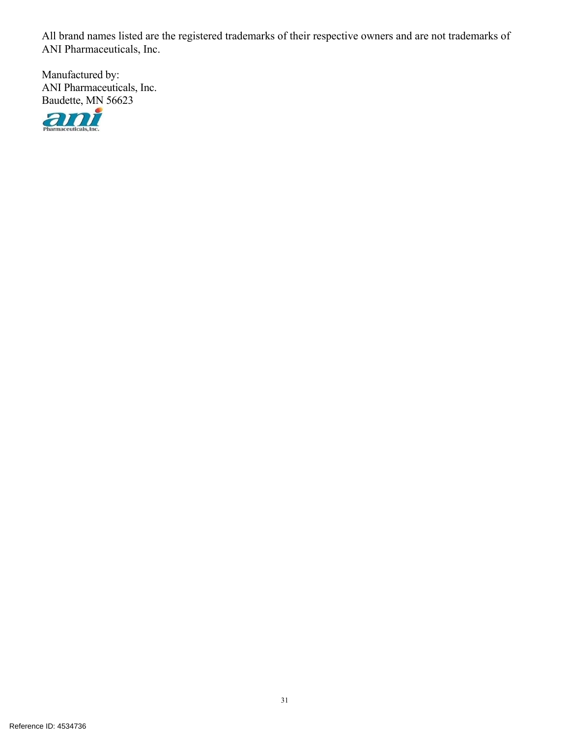All brand names listed are the registered trademarks of their respective owners and are not trademarks of ANI Pharmaceuticals, Inc.

Manufactured by:
ANI Pharmaceuticals, Inc.
Baudette, MN 56623

Reference ID: 4534736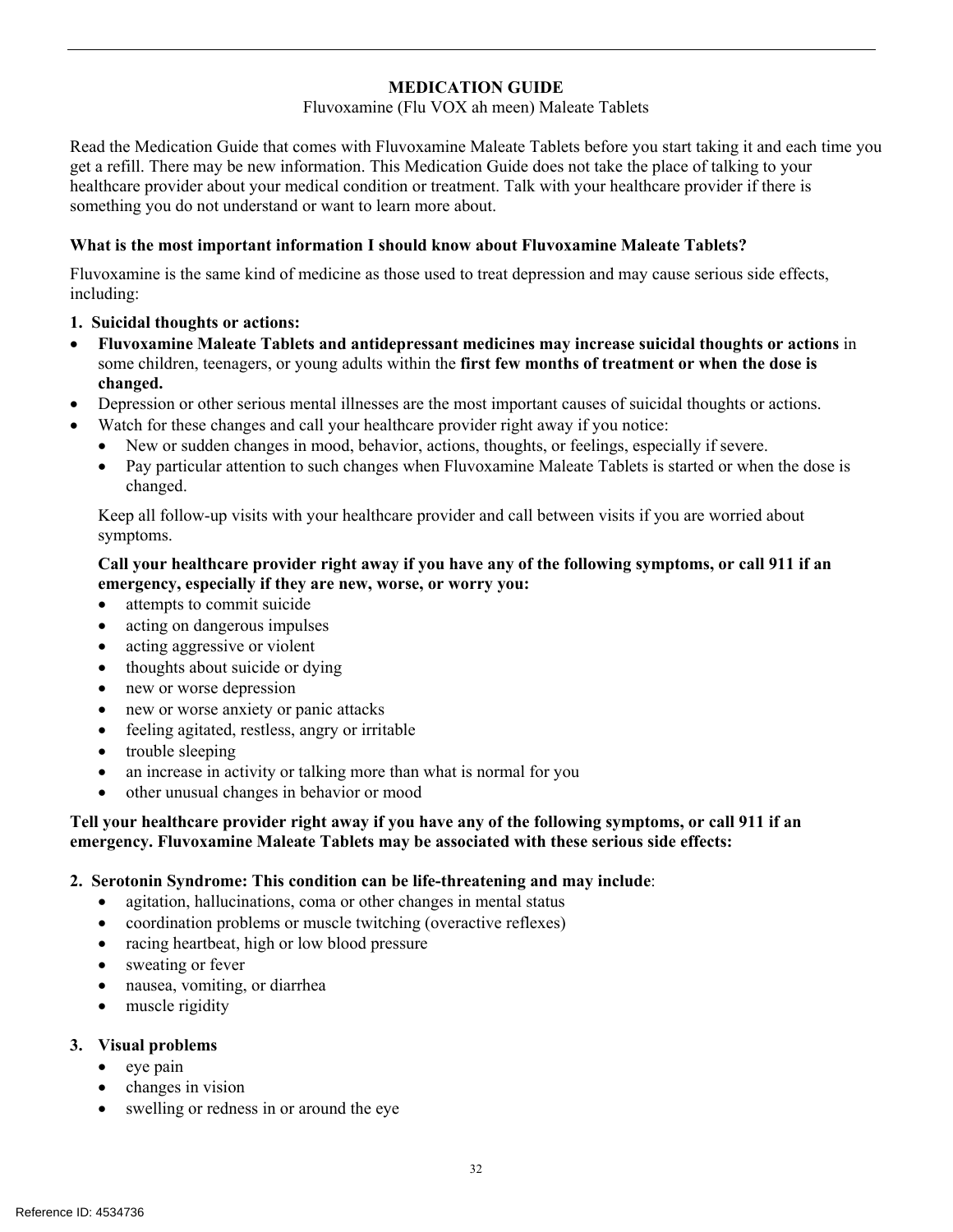# MEDICATION GUIDE

Fluvoxamine (Flu VOX ah meen) Maleate Tablets

Read the Medication Guide that comes with Fluvoxamine Maleate Tablets before you start taking it and each time you get a refill. There may be new information. This Medication Guide does not take the place of talking to your healthcare provider about your medical condition or treatment. Talk with your healthcare provider if there is something you do not understand or want to learn more about.

**What is the most important information I should know about Fluvoxamine Maleate Tablets?**

Fluvoxamine is the same kind of medicine as those used to treat depression and may cause serious side effects, including:

**1. Suicidal thoughts or actions:**

- **Fluvoxamine Maleate Tablets and antidepressant medicines may increase suicidal thoughts or actions** in some children, teenagers, or young adults within the **first few months of treatment or when the dose is changed.**
- Depression or other serious mental illnesses are the most important causes of suicidal thoughts or actions.
- Watch for these changes and call your healthcare provider right away if you notice:
  - New or sudden changes in mood, behavior, actions, thoughts, or feelings, especially if severe.
  - Pay particular attention to such changes when Fluvoxamine Maleate Tablets is started or when the dose is changed.

  Keep all follow-up visits with your healthcare provider and call between visits if you are worried about symptoms.

  **Call your healthcare provider right away if you have any of the following symptoms, or call 911 if an emergency, especially if they are new, worse, or worry you:**

  - attempts to commit suicide
  - acting on dangerous impulses
  - acting aggressive or violent
  - thoughts about suicide or dying
  - new or worse depression
  - new or worse anxiety or panic attacks
  - feeling agitated, restless, angry or irritable
  - trouble sleeping
  - an increase in activity or talking more than what is normal for you
  - other unusual changes in behavior or mood

**Tell your healthcare provider right away if you have any of the following symptoms, or call 911 if an emergency. Fluvoxamine Maleate Tablets may be associated with these serious side effects:**

**2. Serotonin Syndrome: This condition can be life-threatening and may include**:

- agitation, hallucinations, coma or other changes in mental status
- coordination problems or muscle twitching (overactive reflexes)
- racing heartbeat, high or low blood pressure
- sweating or fever
- nausea, vomiting, or diarrhea
- muscle rigidity

**3. Visual problems**

- eye pain
- changes in vision
- swelling or redness in or around the eye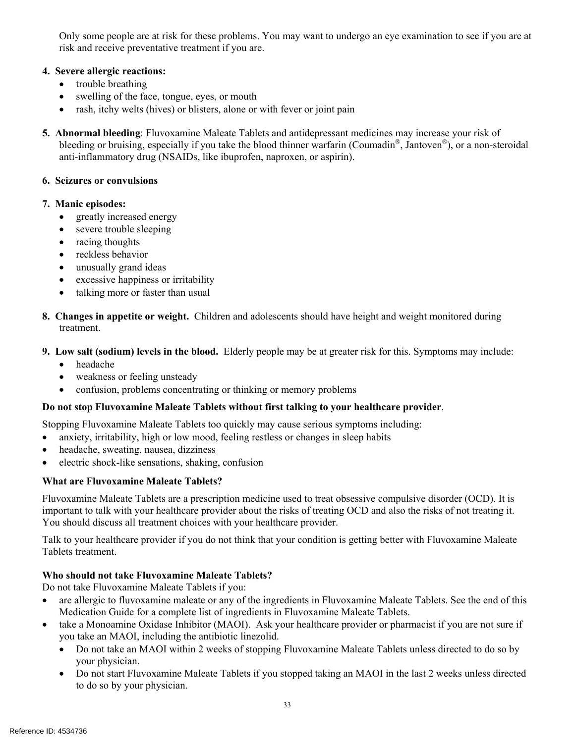Only some people are at risk for these problems. You may want to undergo an eye examination to see if you are at risk and receive preventative treatment if you are.

4. **Severe allergic reactions:**
   - trouble breathing
   - swelling of the face, tongue, eyes, or mouth
   - rash, itchy welts (hives) or blisters, alone or with fever or joint pain

5. **Abnormal bleeding**: Fluvoxamine Maleate Tablets and antidepressant medicines may increase your risk of bleeding or bruising, especially if you take the blood thinner warfarin (Coumadin®, Jantoven®), or a non-steroidal anti-inflammatory drug (NSAIDs, like ibuprofen, naproxen, or aspirin).

6. **Seizures or convulsions**

7. **Manic episodes:**
   - greatly increased energy
   - severe trouble sleeping
   - racing thoughts
   - reckless behavior
   - unusually grand ideas
   - excessive happiness or irritability
   - talking more or faster than usual

8. **Changes in appetite or weight.** Children and adolescents should have height and weight monitored during treatment.

9. **Low salt (sodium) levels in the blood.** Elderly people may be at greater risk for this. Symptoms may include:
   - headache
   - weakness or feeling unsteady
   - confusion, problems concentrating or thinking or memory problems

**Do not stop Fluvoxamine Maleate Tablets without first talking to your healthcare provider**.

Stopping Fluvoxamine Maleate Tablets too quickly may cause serious symptoms including:

- anxiety, irritability, high or low mood, feeling restless or changes in sleep habits
- headache, sweating, nausea, dizziness
- electric shock-like sensations, shaking, confusion

**What are Fluvoxamine Maleate Tablets?**

Fluvoxamine Maleate Tablets are a prescription medicine used to treat obsessive compulsive disorder (OCD). It is important to talk with your healthcare provider about the risks of treating OCD and also the risks of not treating it. You should discuss all treatment choices with your healthcare provider.

Talk to your healthcare provider if you do not think that your condition is getting better with Fluvoxamine Maleate Tablets treatment.

**Who should not take Fluvoxamine Maleate Tablets?**

Do not take Fluvoxamine Maleate Tablets if you:

- are allergic to fluvoxamine maleate or any of the ingredients in Fluvoxamine Maleate Tablets. See the end of this Medication Guide for a complete list of ingredients in Fluvoxamine Maleate Tablets.
- take a Monoamine Oxidase Inhibitor (MAOI). Ask your healthcare provider or pharmacist if you are not sure if you take an MAOI, including the antibiotic linezolid.
  - Do not take an MAOI within 2 weeks of stopping Fluvoxamine Maleate Tablets unless directed to do so by your physician.
  - Do not start Fluvoxamine Maleate Tablets if you stopped taking an MAOI in the last 2 weeks unless directed to do so by your physician.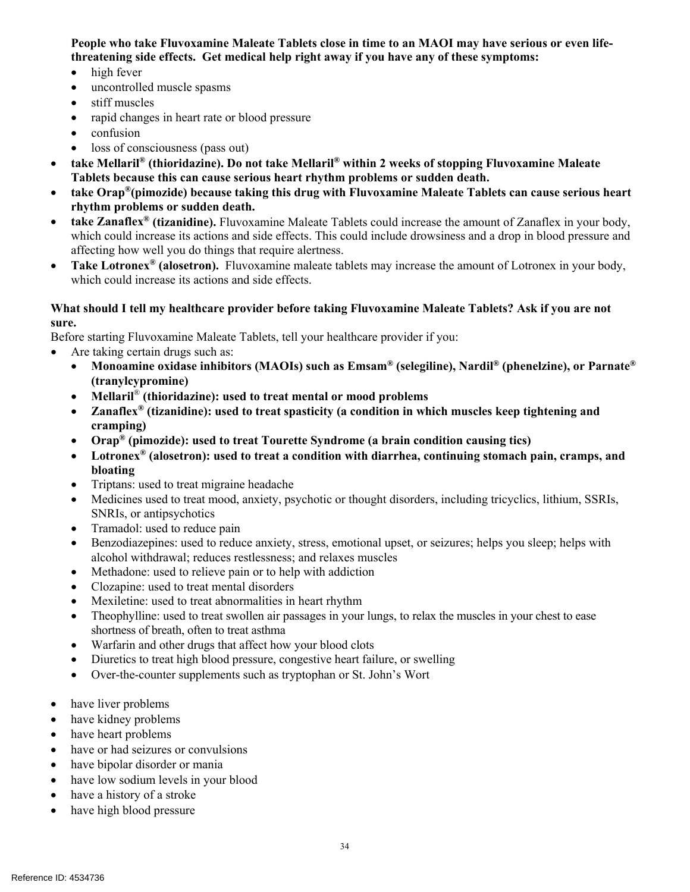**People who take Fluvoxamine Maleate Tablets close in time to an MAOI may have serious or even life-threatening side effects. Get medical help right away if you have any of these symptoms:**

- high fever
- uncontrolled muscle spasms
- stiff muscles
- rapid changes in heart rate or blood pressure
- confusion
- loss of consciousness (pass out)

- **take Mellaril® (thioridazine). Do not take Mellaril® within 2 weeks of stopping Fluvoxamine Maleate Tablets because this can cause serious heart rhythm problems or sudden death.**
- **take Orap®(pimozide) because taking this drug with Fluvoxamine Maleate Tablets can cause serious heart rhythm problems or sudden death.**
- **take Zanaflex® (tizanidine).** Fluvoxamine Maleate Tablets could increase the amount of Zanaflex in your body, which could increase its actions and side effects. This could include drowsiness and a drop in blood pressure and affecting how well you do things that require alertness.
- **Take Lotronex® (alosetron).** Fluvoxamine maleate tablets may increase the amount of Lotronex in your body, which could increase its actions and side effects.

**What should I tell my healthcare provider before taking Fluvoxamine Maleate Tablets? Ask if you are not sure.**

Before starting Fluvoxamine Maleate Tablets, tell your healthcare provider if you:

- Are taking certain drugs such as:
  - **Monoamine oxidase inhibitors (MAOIs) such as Emsam® (selegiline), Nardil® (phenelzine), or Parnate® (tranylcypromine)**
  - **Mellaril® (thioridazine): used to treat mental or mood problems**
  - **Zanaflex® (tizanidine): used to treat spasticity (a condition in which muscles keep tightening and cramping)**
  - **Orap® (pimozide): used to treat Tourette Syndrome (a brain condition causing tics)**
  - **Lotronex® (alosetron): used to treat a condition with diarrhea, continuing stomach pain, cramps, and bloating**
  - Triptans: used to treat migraine headache
  - Medicines used to treat mood, anxiety, psychotic or thought disorders, including tricyclics, lithium, SSRIs, SNRIs, or antipsychotics
  - Tramadol: used to reduce pain
  - Benzodiazepines: used to reduce anxiety, stress, emotional upset, or seizures; helps you sleep; helps with alcohol withdrawal; reduces restlessness; and relaxes muscles
  - Methadone: used to relieve pain or to help with addiction
  - Clozapine: used to treat mental disorders
  - Mexiletine: used to treat abnormalities in heart rhythm
  - Theophylline: used to treat swollen air passages in your lungs, to relax the muscles in your chest to ease shortness of breath, often to treat asthma
  - Warfarin and other drugs that affect how your blood clots
  - Diuretics to treat high blood pressure, congestive heart failure, or swelling
  - Over-the-counter supplements such as tryptophan or St. John's Wort

- have liver problems
- have kidney problems
- have heart problems
- have or had seizures or convulsions
- have bipolar disorder or mania
- have low sodium levels in your blood
- have a history of a stroke
- have high blood pressure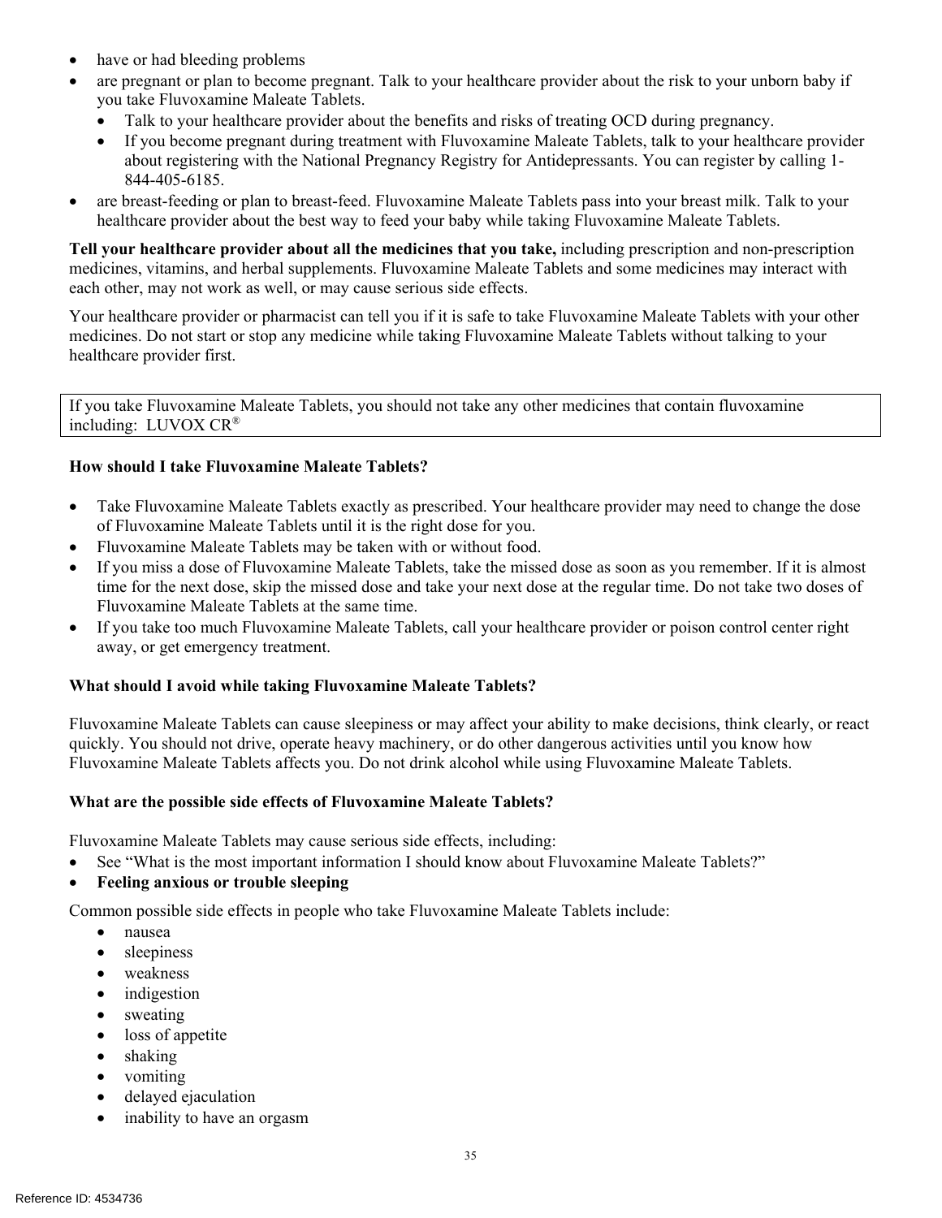- have or had bleeding problems
- are pregnant or plan to become pregnant. Talk to your healthcare provider about the risk to your unborn baby if you take Fluvoxamine Maleate Tablets.
  - Talk to your healthcare provider about the benefits and risks of treating OCD during pregnancy.
  - If you become pregnant during treatment with Fluvoxamine Maleate Tablets, talk to your healthcare provider about registering with the National Pregnancy Registry for Antidepressants. You can register by calling 1-844-405-6185.
- are breast-feeding or plan to breast-feed. Fluvoxamine Maleate Tablets pass into your breast milk. Talk to your healthcare provider about the best way to feed your baby while taking Fluvoxamine Maleate Tablets.

**Tell your healthcare provider about all the medicines that you take,** including prescription and non-prescription medicines, vitamins, and herbal supplements. Fluvoxamine Maleate Tablets and some medicines may interact with each other, may not work as well, or may cause serious side effects.

Your healthcare provider or pharmacist can tell you if it is safe to take Fluvoxamine Maleate Tablets with your other medicines. Do not start or stop any medicine while taking Fluvoxamine Maleate Tablets without talking to your healthcare provider first.

| If you take Fluvoxamine Maleate Tablets, you should not take any other medicines that contain fluvoxamine including: LUVOX CR® |
|---|

**How should I take Fluvoxamine Maleate Tablets?**

- Take Fluvoxamine Maleate Tablets exactly as prescribed. Your healthcare provider may need to change the dose of Fluvoxamine Maleate Tablets until it is the right dose for you.
- Fluvoxamine Maleate Tablets may be taken with or without food.
- If you miss a dose of Fluvoxamine Maleate Tablets, take the missed dose as soon as you remember. If it is almost time for the next dose, skip the missed dose and take your next dose at the regular time. Do not take two doses of Fluvoxamine Maleate Tablets at the same time.
- If you take too much Fluvoxamine Maleate Tablets, call your healthcare provider or poison control center right away, or get emergency treatment.

**What should I avoid while taking Fluvoxamine Maleate Tablets?**

Fluvoxamine Maleate Tablets can cause sleepiness or may affect your ability to make decisions, think clearly, or react quickly. You should not drive, operate heavy machinery, or do other dangerous activities until you know how Fluvoxamine Maleate Tablets affects you. Do not drink alcohol while using Fluvoxamine Maleate Tablets.

**What are the possible side effects of Fluvoxamine Maleate Tablets?**

Fluvoxamine Maleate Tablets may cause serious side effects, including:

- See "What is the most important information I should know about Fluvoxamine Maleate Tablets?"
- **Feeling anxious or trouble sleeping**

Common possible side effects in people who take Fluvoxamine Maleate Tablets include:

- nausea
- sleepiness
- weakness
- indigestion
- sweating
- loss of appetite
- shaking
- vomiting
- delayed ejaculation
- inability to have an orgasm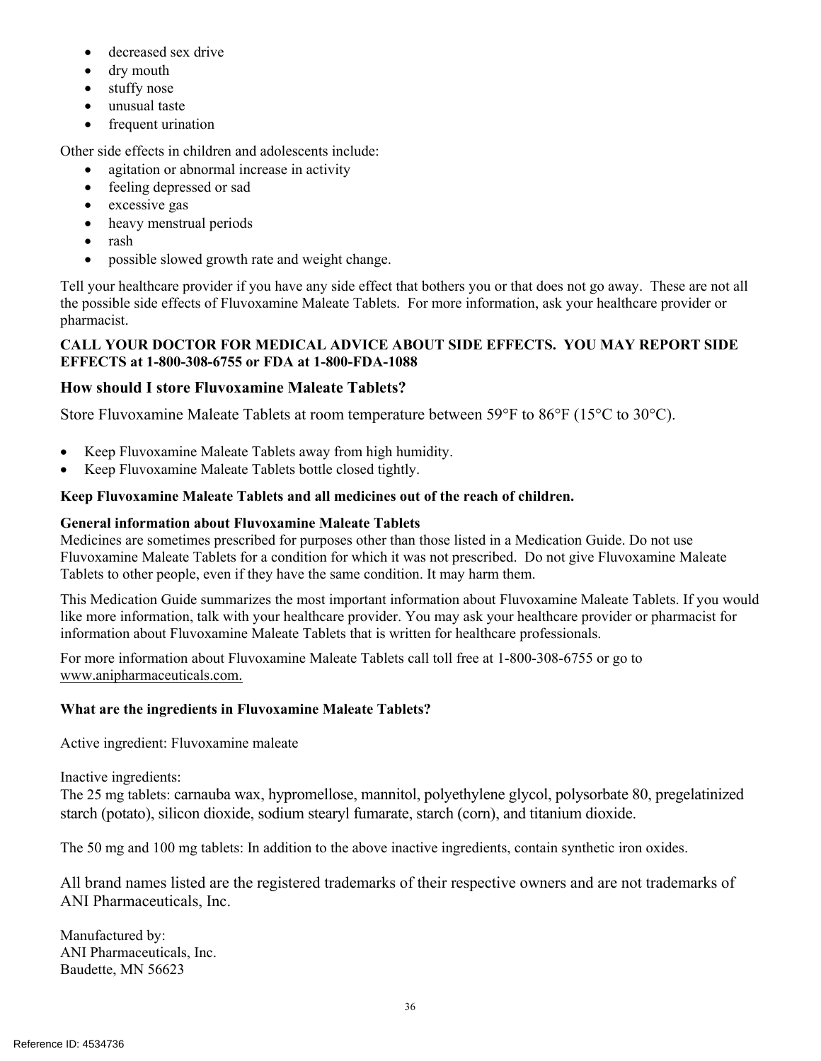- decreased sex drive
- dry mouth
- stuffy nose
- unusual taste
- frequent urination

Other side effects in children and adolescents include:

- agitation or abnormal increase in activity
- feeling depressed or sad
- excessive gas
- heavy menstrual periods
- rash
- possible slowed growth rate and weight change.

Tell your healthcare provider if you have any side effect that bothers you or that does not go away. These are not all the possible side effects of Fluvoxamine Maleate Tablets. For more information, ask your healthcare provider or pharmacist.

**CALL YOUR DOCTOR FOR MEDICAL ADVICE ABOUT SIDE EFFECTS. YOU MAY REPORT SIDE EFFECTS at 1-800-308-6755 or FDA at 1-800-FDA-1088**

## How should I store Fluvoxamine Maleate Tablets?

Store Fluvoxamine Maleate Tablets at room temperature between 59°F to 86°F (15°C to 30°C).

- Keep Fluvoxamine Maleate Tablets away from high humidity.
- Keep Fluvoxamine Maleate Tablets bottle closed tightly.

**Keep Fluvoxamine Maleate Tablets and all medicines out of the reach of children.**

**General information about Fluvoxamine Maleate Tablets**

Medicines are sometimes prescribed for purposes other than those listed in a Medication Guide. Do not use Fluvoxamine Maleate Tablets for a condition for which it was not prescribed. Do not give Fluvoxamine Maleate Tablets to other people, even if they have the same condition. It may harm them.

This Medication Guide summarizes the most important information about Fluvoxamine Maleate Tablets. If you would like more information, talk with your healthcare provider. You may ask your healthcare provider or pharmacist for information about Fluvoxamine Maleate Tablets that is written for healthcare professionals.

For more information about Fluvoxamine Maleate Tablets call toll free at 1-800-308-6755 or go to www.anipharmaceuticals.com.

**What are the ingredients in Fluvoxamine Maleate Tablets?**

Active ingredient: Fluvoxamine maleate

Inactive ingredients:
The 25 mg tablets: carnauba wax, hypromellose, mannitol, polyethylene glycol, polysorbate 80, pregelatinized starch (potato), silicon dioxide, sodium stearyl fumarate, starch (corn), and titanium dioxide.

The 50 mg and 100 mg tablets: In addition to the above inactive ingredients, contain synthetic iron oxides.

All brand names listed are the registered trademarks of their respective owners and are not trademarks of ANI Pharmaceuticals, Inc.

Manufactured by:
ANI Pharmaceuticals, Inc.
Baudette, MN 56623

Reference ID: 4534736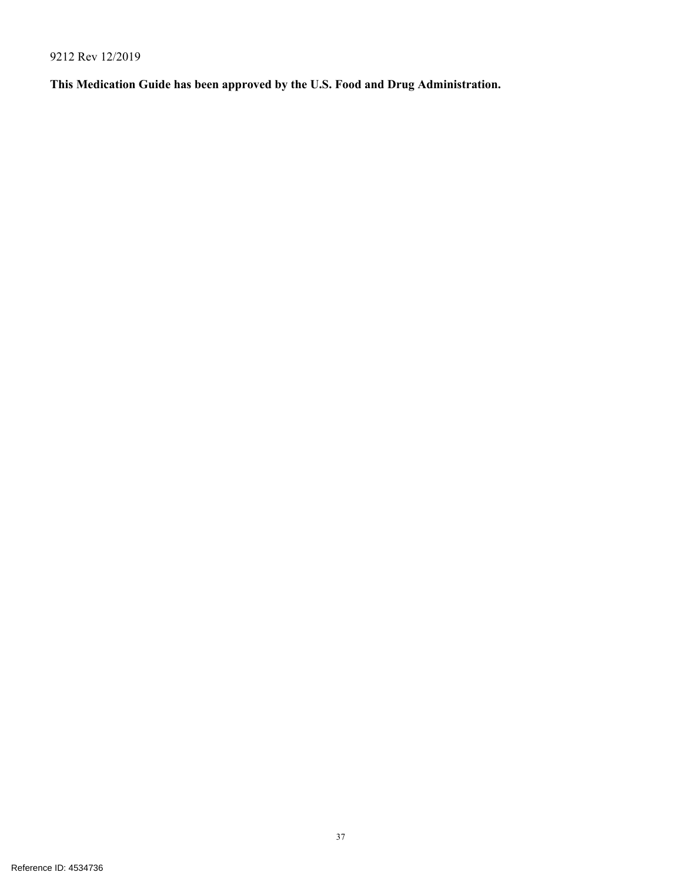9212 Rev 12/2019

**This Medication Guide has been approved by the U.S. Food and Drug Administration.**